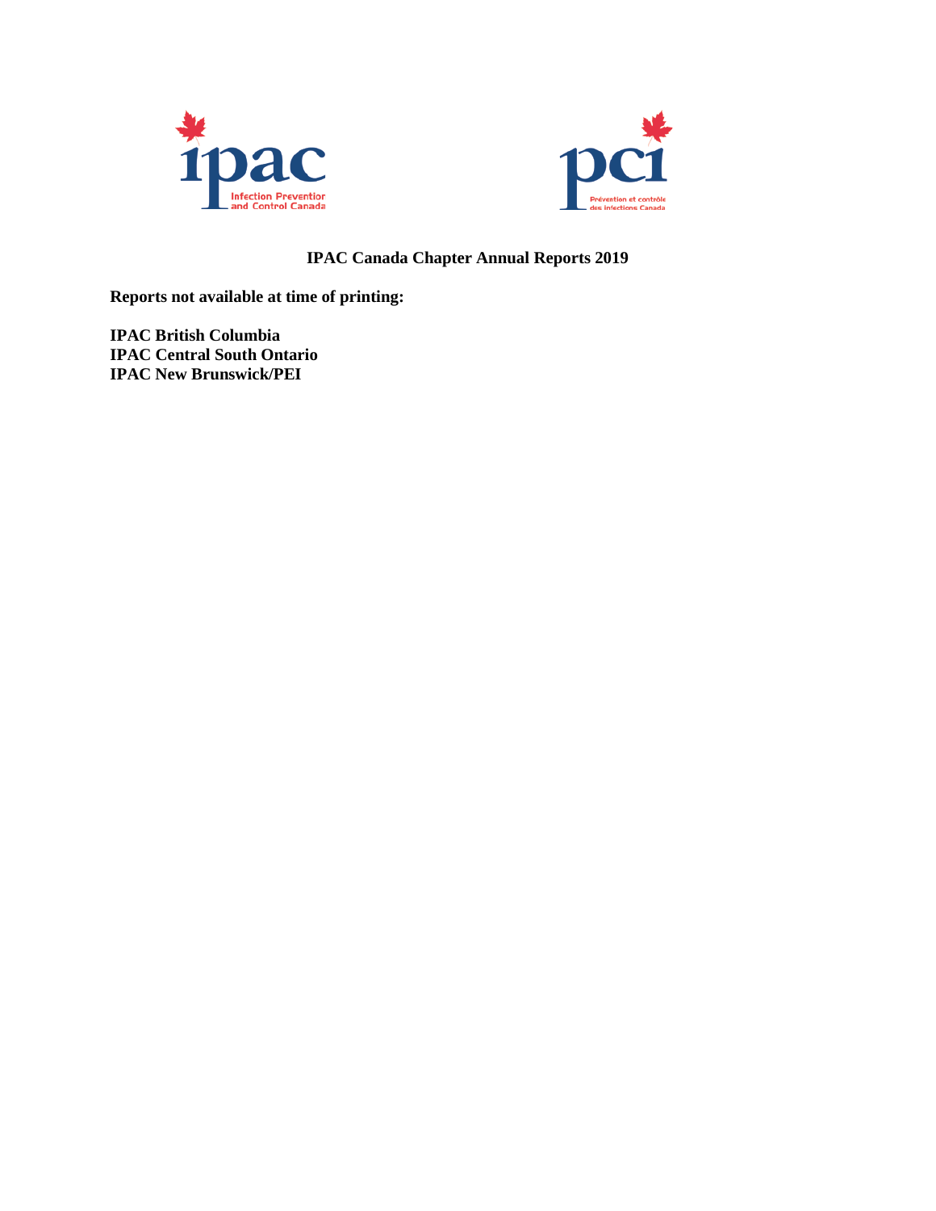# IPAC Canada Chapter Annual Reports 2019

**Reports not available at time of printing:**

**IPAC British Columbia**
**IPAC Central South Ontario**
**IPAC New Brunswick/PEI**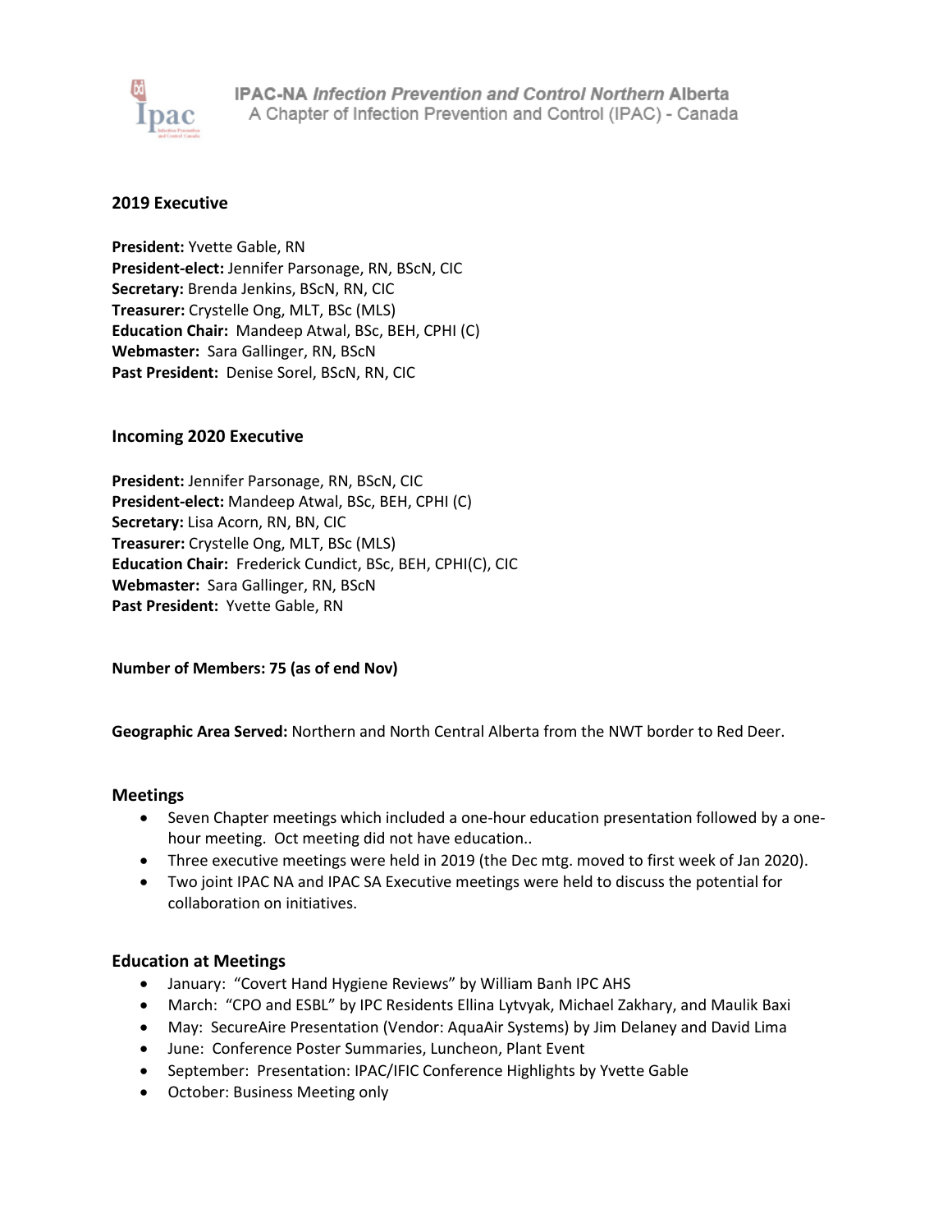**IPAC-NA** ***Infection Prevention and Control Northern*** **Alberta**
A Chapter of Infection Prevention and Control (IPAC) - Canada

### 2019 Executive

**President:** Yvette Gable, RN
**President-elect:** Jennifer Parsonage, RN, BScN, CIC
**Secretary:** Brenda Jenkins, BScN, RN, CIC
**Treasurer:** Crystelle Ong, MLT, BSc (MLS)
**Education Chair:** Mandeep Atwal, BSc, BEH, CPHI (C)
**Webmaster:** Sara Gallinger, RN, BScN
**Past President:** Denise Sorel, BScN, RN, CIC

### Incoming 2020 Executive

**President:** Jennifer Parsonage, RN, BScN, CIC
**President-elect:** Mandeep Atwal, BSc, BEH, CPHI (C)
**Secretary:** Lisa Acorn, RN, BN, CIC
**Treasurer:** Crystelle Ong, MLT, BSc (MLS)
**Education Chair:** Frederick Cundict, BSc, BEH, CPHI(C), CIC
**Webmaster:** Sara Gallinger, RN, BScN
**Past President:** Yvette Gable, RN

**Number of Members: 75 (as of end Nov)**

**Geographic Area Served:** Northern and North Central Alberta from the NWT border to Red Deer.

### Meetings

- Seven Chapter meetings which included a one-hour education presentation followed by a one-hour meeting. Oct meeting did not have education..
- Three executive meetings were held in 2019 (the Dec mtg. moved to first week of Jan 2020).
- Two joint IPAC NA and IPAC SA Executive meetings were held to discuss the potential for collaboration on initiatives.

### Education at Meetings

- January: "Covert Hand Hygiene Reviews" by William Banh IPC AHS
- March: "CPO and ESBL" by IPC Residents Ellina Lytvyak, Michael Zakhary, and Maulik Baxi
- May: SecureAire Presentation (Vendor: AquaAir Systems) by Jim Delaney and David Lima
- June: Conference Poster Summaries, Luncheon, Plant Event
- September: Presentation: IPAC/IFIC Conference Highlights by Yvette Gable
- October: Business Meeting only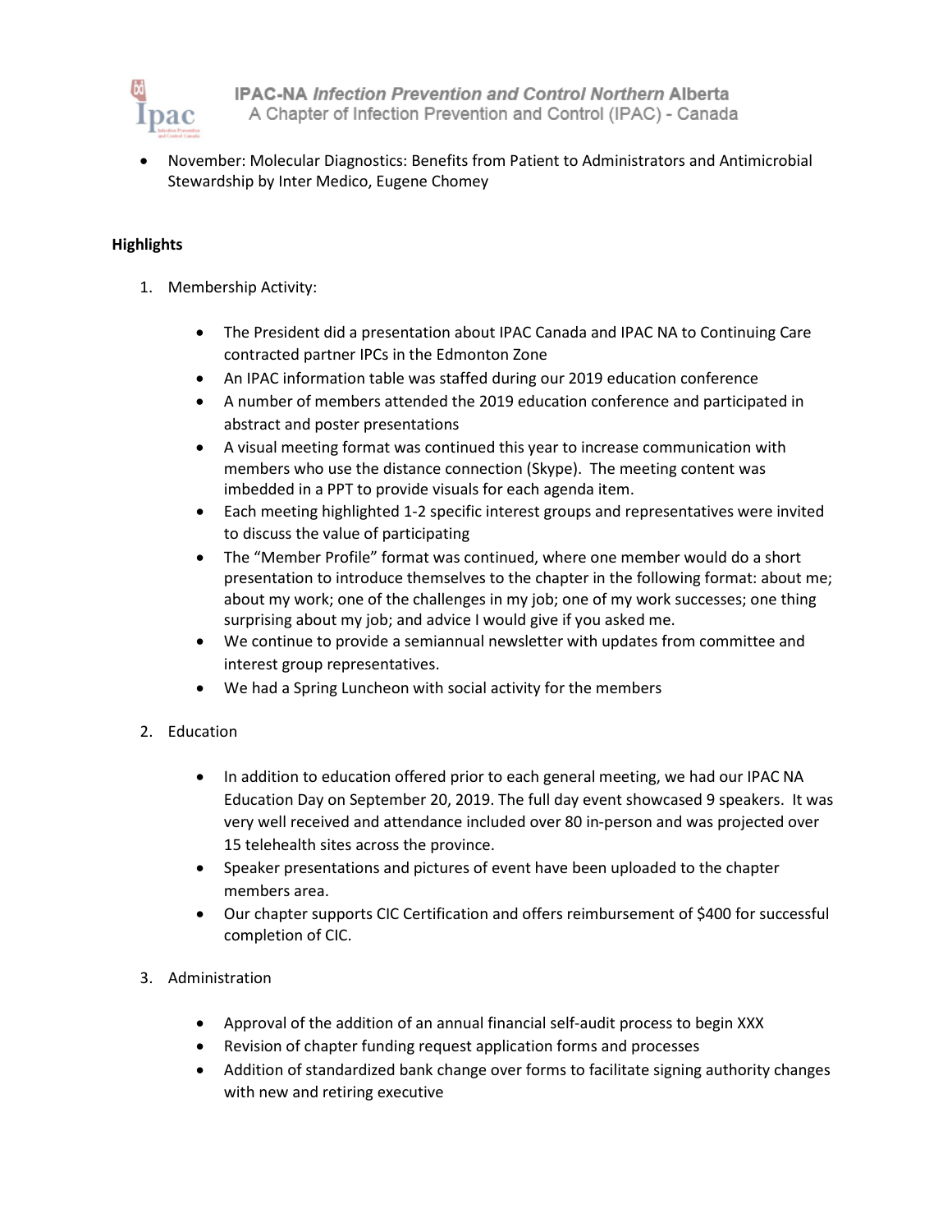- November: Molecular Diagnostics: Benefits from Patient to Administrators and Antimicrobial Stewardship by Inter Medico, Eugene Chomey

**Highlights**

1. Membership Activity:

    - The President did a presentation about IPAC Canada and IPAC NA to Continuing Care contracted partner IPCs in the Edmonton Zone
    - An IPAC information table was staffed during our 2019 education conference
    - A number of members attended the 2019 education conference and participated in abstract and poster presentations
    - A visual meeting format was continued this year to increase communication with members who use the distance connection (Skype). The meeting content was imbedded in a PPT to provide visuals for each agenda item.
    - Each meeting highlighted 1-2 specific interest groups and representatives were invited to discuss the value of participating
    - The "Member Profile" format was continued, where one member would do a short presentation to introduce themselves to the chapter in the following format: about me; about my work; one of the challenges in my job; one of my work successes; one thing surprising about my job; and advice I would give if you asked me.
    - We continue to provide a semiannual newsletter with updates from committee and interest group representatives.
    - We had a Spring Luncheon with social activity for the members

2. Education

    - In addition to education offered prior to each general meeting, we had our IPAC NA Education Day on September 20, 2019. The full day event showcased 9 speakers. It was very well received and attendance included over 80 in-person and was projected over 15 telehealth sites across the province.
    - Speaker presentations and pictures of event have been uploaded to the chapter members area.
    - Our chapter supports CIC Certification and offers reimbursement of $400 for successful completion of CIC.

3. Administration

    - Approval of the addition of an annual financial self-audit process to begin XXX
    - Revision of chapter funding request application forms and processes
    - Addition of standardized bank change over forms to facilitate signing authority changes with new and retiring executive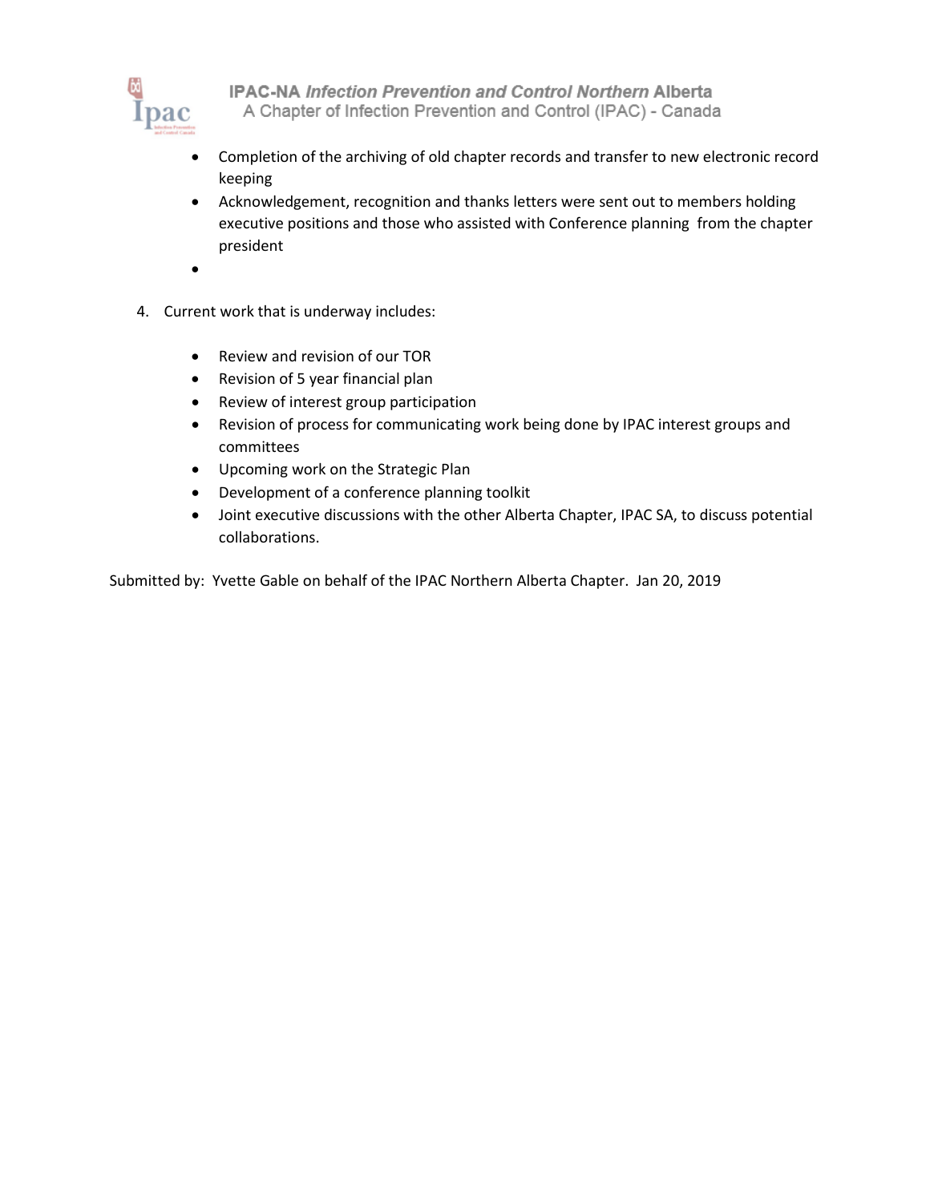- Completion of the archiving of old chapter records and transfer to new electronic record keeping
- Acknowledgement, recognition and thanks letters were sent out to members holding executive positions and those who assisted with Conference planning from the chapter president
-

4. Current work that is underway includes:

   - Review and revision of our TOR
   - Revision of 5 year financial plan
   - Review of interest group participation
   - Revision of process for communicating work being done by IPAC interest groups and committees
   - Upcoming work on the Strategic Plan
   - Development of a conference planning toolkit
   - Joint executive discussions with the other Alberta Chapter, IPAC SA, to discuss potential collaborations.

Submitted by: Yvette Gable on behalf of the IPAC Northern Alberta Chapter. Jan 20, 2019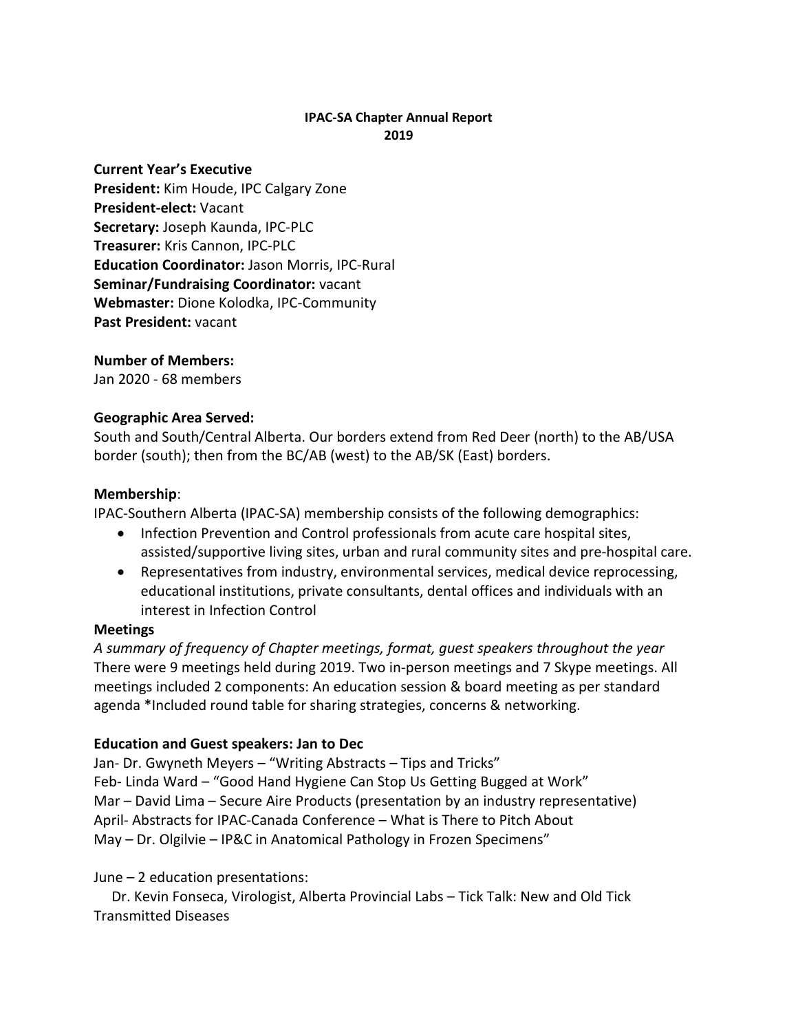**IPAC-SA Chapter Annual Report**
**2019**

**Current Year's Executive**
**President:** Kim Houde, IPC Calgary Zone
**President-elect:** Vacant
**Secretary:** Joseph Kaunda, IPC-PLC
**Treasurer:** Kris Cannon, IPC-PLC
**Education Coordinator:** Jason Morris, IPC-Rural
**Seminar/Fundraising Coordinator:** vacant
**Webmaster:** Dione Kolodka, IPC-Community
**Past President:** vacant

**Number of Members:**
Jan 2020 - 68 members

**Geographic Area Served:**
South and South/Central Alberta. Our borders extend from Red Deer (north) to the AB/USA border (south); then from the BC/AB (west) to the AB/SK (East) borders.

**Membership**:
IPAC-Southern Alberta (IPAC-SA) membership consists of the following demographics:

- Infection Prevention and Control professionals from acute care hospital sites, assisted/supportive living sites, urban and rural community sites and pre-hospital care.
- Representatives from industry, environmental services, medical device reprocessing, educational institutions, private consultants, dental offices and individuals with an interest in Infection Control

**Meetings**
*A summary of frequency of Chapter meetings, format, guest speakers throughout the year*
There were 9 meetings held during 2019. Two in-person meetings and 7 Skype meetings. All meetings included 2 components: An education session & board meeting as per standard agenda *Included round table for sharing strategies, concerns & networking.

**Education and Guest speakers: Jan to Dec**
Jan- Dr. Gwyneth Meyers – "Writing Abstracts – Tips and Tricks"
Feb- Linda Ward – "Good Hand Hygiene Can Stop Us Getting Bugged at Work"
Mar – David Lima – Secure Aire Products (presentation by an industry representative)
April- Abstracts for IPAC-Canada Conference – What is There to Pitch About
May – Dr. Olgilvie – IP&C in Anatomical Pathology in Frozen Specimens"

June – 2 education presentations:
Dr. Kevin Fonseca, Virologist, Alberta Provincial Labs – Tick Talk: New and Old Tick Transmitted Diseases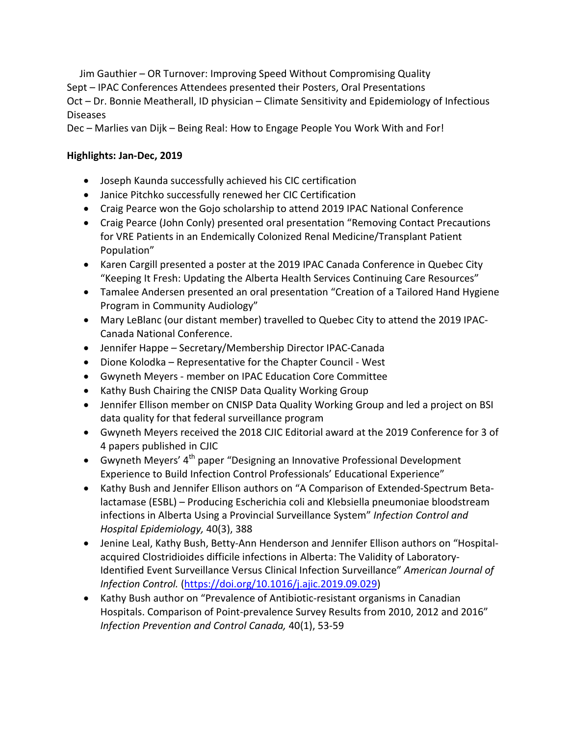Jim Gauthier – OR Turnover: Improving Speed Without Compromising Quality

Sept – IPAC Conferences Attendees presented their Posters, Oral Presentations

Oct – Dr. Bonnie Meatherall, ID physician – Climate Sensitivity and Epidemiology of Infectious Diseases

Dec – Marlies van Dijk – Being Real: How to Engage People You Work With and For!

**Highlights: Jan-Dec, 2019**

- Joseph Kaunda successfully achieved his CIC certification
- Janice Pitchko successfully renewed her CIC Certification
- Craig Pearce won the Gojo scholarship to attend 2019 IPAC National Conference
- Craig Pearce (John Conly) presented oral presentation "Removing Contact Precautions for VRE Patients in an Endemically Colonized Renal Medicine/Transplant Patient Population"
- Karen Cargill presented a poster at the 2019 IPAC Canada Conference in Quebec City "Keeping It Fresh: Updating the Alberta Health Services Continuing Care Resources"
- Tamalee Andersen presented an oral presentation "Creation of a Tailored Hand Hygiene Program in Community Audiology"
- Mary LeBlanc (our distant member) travelled to Quebec City to attend the 2019 IPAC-Canada National Conference.
- Jennifer Happe – Secretary/Membership Director IPAC-Canada
- Dione Kolodka – Representative for the Chapter Council - West
- Gwyneth Meyers - member on IPAC Education Core Committee
- Kathy Bush Chairing the CNISP Data Quality Working Group
- Jennifer Ellison member on CNISP Data Quality Working Group and led a project on BSI data quality for that federal surveillance program
- Gwyneth Meyers received the 2018 CJIC Editorial award at the 2019 Conference for 3 of 4 papers published in CJIC
- Gwyneth Meyers' 4th paper "Designing an Innovative Professional Development Experience to Build Infection Control Professionals' Educational Experience"
- Kathy Bush and Jennifer Ellison authors on "A Comparison of Extended-Spectrum Beta-lactamase (ESBL) – Producing Escherichia coli and Klebsiella pneumoniae bloodstream infections in Alberta Using a Provincial Surveillance System" *Infection Control and Hospital Epidemiology,* 40(3), 388
- Jenine Leal, Kathy Bush, Betty-Ann Henderson and Jennifer Ellison authors on "Hospital-acquired Clostridioides difficile infections in Alberta: The Validity of Laboratory-Identified Event Surveillance Versus Clinical Infection Surveillance" *American Journal of Infection Control.* (https://doi.org/10.1016/j.ajic.2019.09.029)
- Kathy Bush author on "Prevalence of Antibiotic-resistant organisms in Canadian Hospitals. Comparison of Point-prevalence Survey Results from 2010, 2012 and 2016" *Infection Prevention and Control Canada,* 40(1), 53-59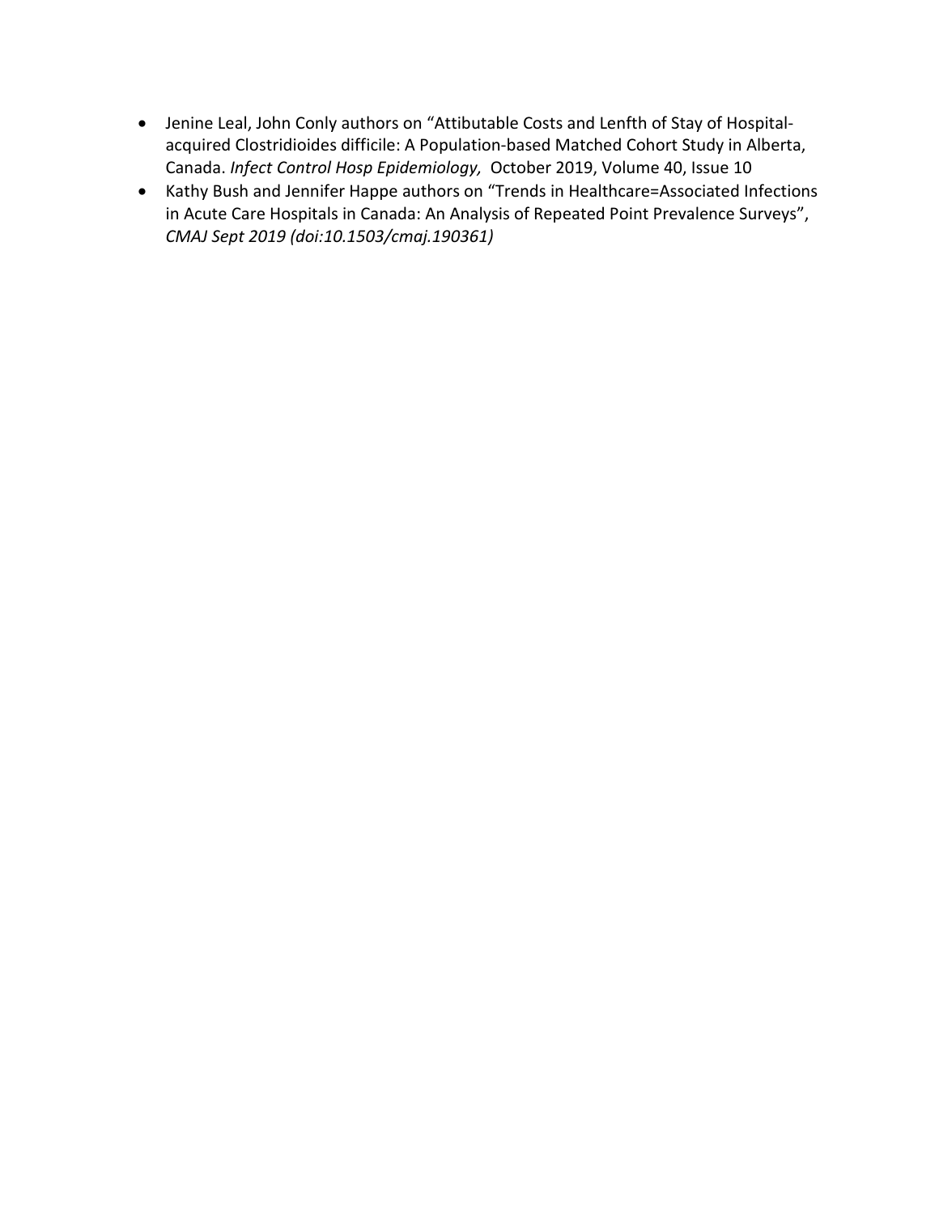- Jenine Leal, John Conly authors on "Attibutable Costs and Lenfth of Stay of Hospital-acquired Clostridioides difficile: A Population-based Matched Cohort Study in Alberta, Canada. *Infect Control Hosp Epidemiology,* October 2019, Volume 40, Issue 10
- Kathy Bush and Jennifer Happe authors on "Trends in Healthcare=Associated Infections in Acute Care Hospitals in Canada: An Analysis of Repeated Point Prevalence Surveys", *CMAJ Sept 2019 (doi:10.1503/cmaj.190361)*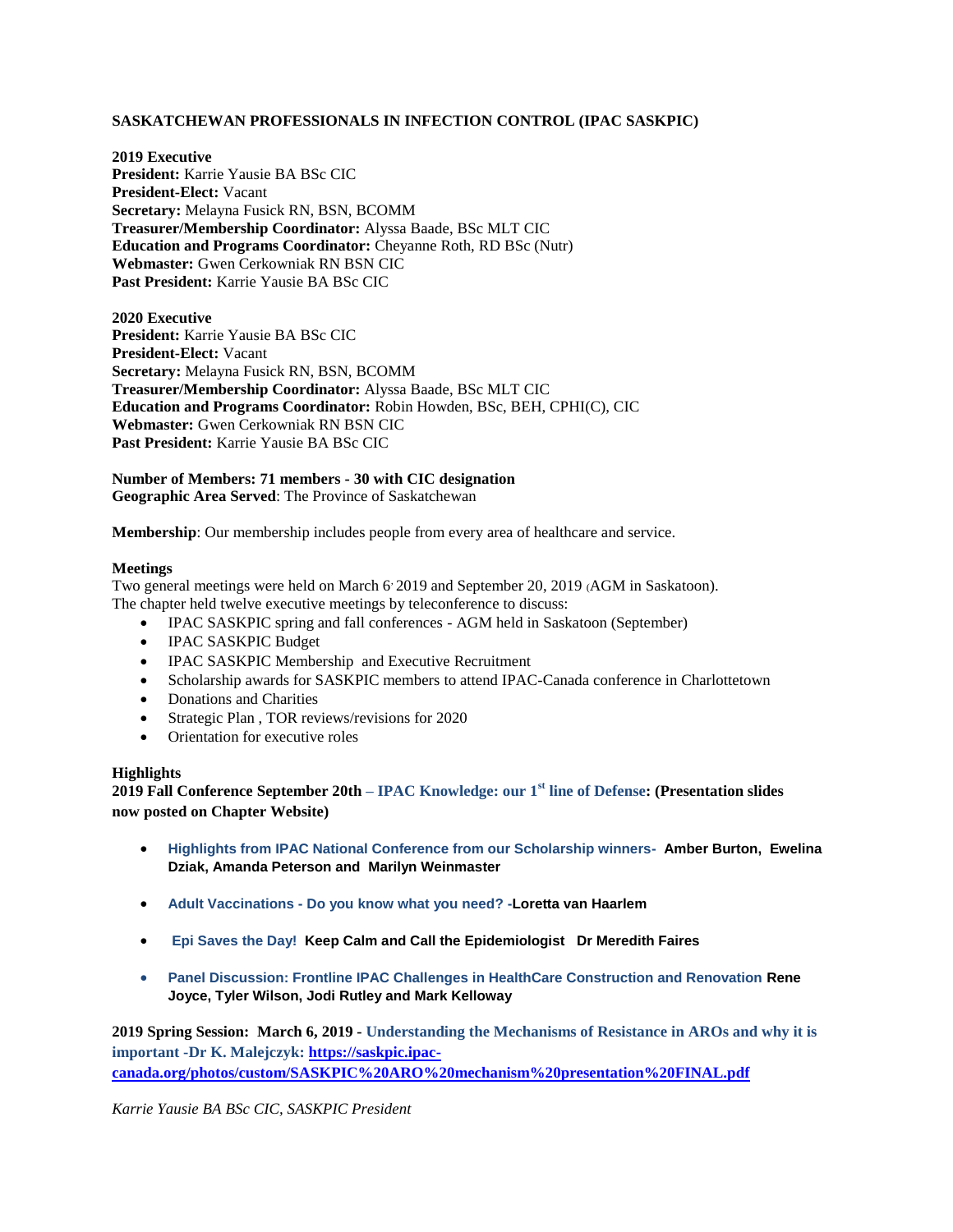**SASKATCHEWAN PROFESSIONALS IN INFECTION CONTROL (IPAC SASKPIC)**

**2019 Executive**
**President:** Karrie Yausie BA BSc CIC
**President-Elect:** Vacant
**Secretary:** Melayna Fusick RN, BSN, BCOMM
**Treasurer/Membership Coordinator:** Alyssa Baade, BSc MLT CIC
**Education and Programs Coordinator:** Cheyanne Roth, RD BSc (Nutr)
**Webmaster:** Gwen Cerkowniak RN BSN CIC
**Past President:** Karrie Yausie BA BSc CIC

**2020 Executive**
**President:** Karrie Yausie BA BSc CIC
**President-Elect:** Vacant
**Secretary:** Melayna Fusick RN, BSN, BCOMM
**Treasurer/Membership Coordinator:** Alyssa Baade, BSc MLT CIC
**Education and Programs Coordinator:** Robin Howden, BSc, BEH, CPHI(C), CIC
**Webmaster:** Gwen Cerkowniak RN BSN CIC
**Past President:** Karrie Yausie BA BSc CIC

**Number of Members: 71 members - 30 with CIC designation**
**Geographic Area Served**: The Province of Saskatchewan

**Membership**: Our membership includes people from every area of healthcare and service.

**Meetings**
Two general meetings were held on March 6, 2019 and September 20, 2019 (AGM in Saskatoon).
The chapter held twelve executive meetings by teleconference to discuss:

- IPAC SASKPIC spring and fall conferences - AGM held in Saskatoon (September)
- IPAC SASKPIC Budget
- IPAC SASKPIC Membership and Executive Recruitment
- Scholarship awards for SASKPIC members to attend IPAC-Canada conference in Charlottetown
- Donations and Charities
- Strategic Plan , TOR reviews/revisions for 2020
- Orientation for executive roles

**Highlights**
**2019 Fall Conference September 20th – IPAC Knowledge: our 1st line of Defense: (Presentation slides now posted on Chapter Website)**

- **Highlights from IPAC National Conference from our Scholarship winners- Amber Burton, Ewelina Dziak, Amanda Peterson and Marilyn Weinmaster**
- **Adult Vaccinations - Do you know what you need? -Loretta van Haarlem**
- **Epi Saves the Day! Keep Calm and Call the Epidemiologist Dr Meredith Faires**
- **Panel Discussion: Frontline IPAC Challenges in HealthCare Construction and Renovation Rene Joyce, Tyler Wilson, Jodi Rutley and Mark Kelloway**

**2019 Spring Session: March 6, 2019 - Understanding the Mechanisms of Resistance in AROs and why it is important -Dr K. Malejczyk: https://saskpic.ipac-canada.org/photos/custom/SASKPIC%20ARO%20mechanism%20presentation%20FINAL.pdf**

*Karrie Yausie BA BSc CIC, SASKPIC President*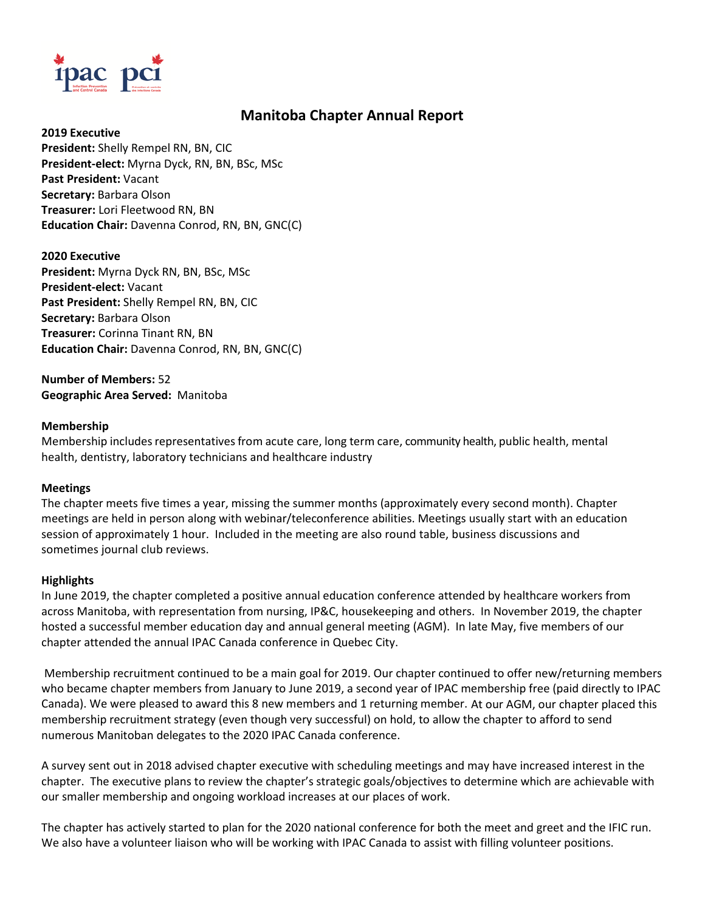# Manitoba Chapter Annual Report

**2019 Executive**
**President:** Shelly Rempel RN, BN, CIC
**President-elect:** Myrna Dyck, RN, BN, BSc, MSc
**Past President:** Vacant
**Secretary:** Barbara Olson
**Treasurer:** Lori Fleetwood RN, BN
**Education Chair:** Davenna Conrod, RN, BN, GNC(C)

**2020 Executive**
**President:** Myrna Dyck RN, BN, BSc, MSc
**President-elect:** Vacant
**Past President:** Shelly Rempel RN, BN, CIC
**Secretary:** Barbara Olson
**Treasurer:** Corinna Tinant RN, BN
**Education Chair:** Davenna Conrod, RN, BN, GNC(C)

**Number of Members:** 52
**Geographic Area Served:** Manitoba

**Membership**
Membership includes representatives from acute care, long term care, community health, public health, mental health, dentistry, laboratory technicians and healthcare industry

**Meetings**
The chapter meets five times a year, missing the summer months (approximately every second month). Chapter meetings are held in person along with webinar/teleconference abilities. Meetings usually start with an education session of approximately 1 hour. Included in the meeting are also round table, business discussions and sometimes journal club reviews.

**Highlights**
In June 2019, the chapter completed a positive annual education conference attended by healthcare workers from across Manitoba, with representation from nursing, IP&C, housekeeping and others. In November 2019, the chapter hosted a successful member education day and annual general meeting (AGM). In late May, five members of our chapter attended the annual IPAC Canada conference in Quebec City.

Membership recruitment continued to be a main goal for 2019. Our chapter continued to offer new/returning members who became chapter members from January to June 2019, a second year of IPAC membership free (paid directly to IPAC Canada). We were pleased to award this 8 new members and 1 returning member. At our AGM, our chapter placed this membership recruitment strategy (even though very successful) on hold, to allow the chapter to afford to send numerous Manitoban delegates to the 2020 IPAC Canada conference.

A survey sent out in 2018 advised chapter executive with scheduling meetings and may have increased interest in the chapter. The executive plans to review the chapter's strategic goals/objectives to determine which are achievable with our smaller membership and ongoing workload increases at our places of work.

The chapter has actively started to plan for the 2020 national conference for both the meet and greet and the IFIC run. We also have a volunteer liaison who will be working with IPAC Canada to assist with filling volunteer positions.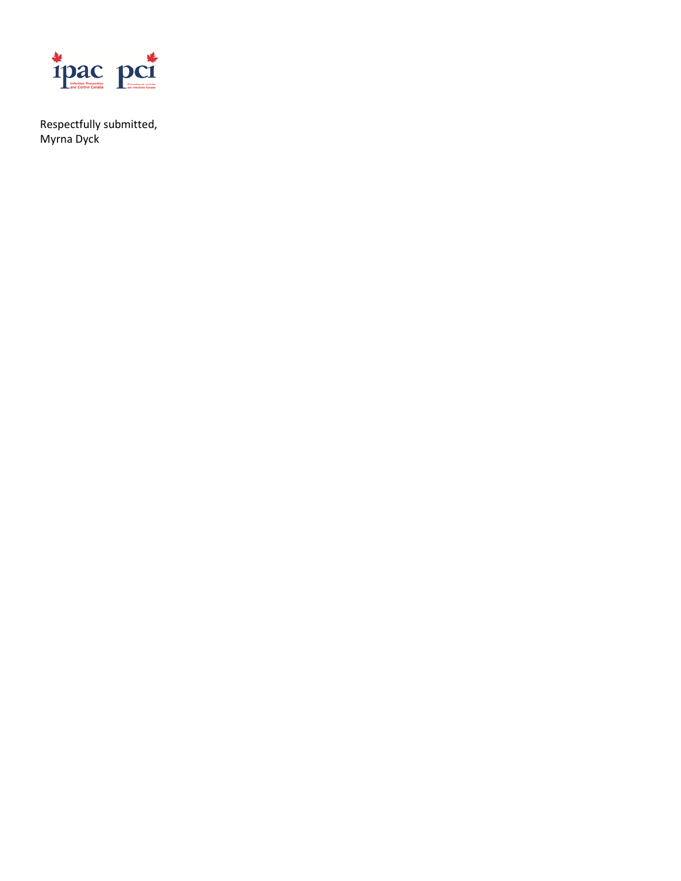Respectfully submitted,
Myrna Dyck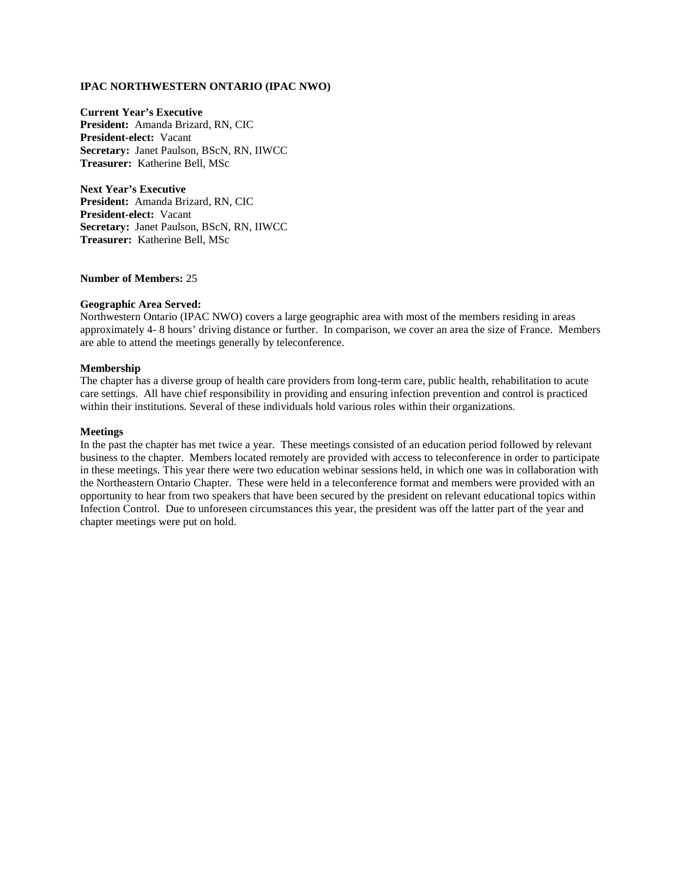**IPAC NORTHWESTERN ONTARIO (IPAC NWO)**

**Current Year's Executive**
**President:** Amanda Brizard, RN, CIC
**President-elect:** Vacant
**Secretary:** Janet Paulson, BScN, RN, IIWCC
**Treasurer:** Katherine Bell, MSc

**Next Year's Executive**
**President:** Amanda Brizard, RN, CIC
**President-elect:** Vacant
**Secretary:** Janet Paulson, BScN, RN, IIWCC
**Treasurer:** Katherine Bell, MSc

**Number of Members:** 25

**Geographic Area Served:**
Northwestern Ontario (IPAC NWO) covers a large geographic area with most of the members residing in areas approximately 4- 8 hours' driving distance or further. In comparison, we cover an area the size of France. Members are able to attend the meetings generally by teleconference.

**Membership**
The chapter has a diverse group of health care providers from long-term care, public health, rehabilitation to acute care settings. All have chief responsibility in providing and ensuring infection prevention and control is practiced within their institutions. Several of these individuals hold various roles within their organizations.

**Meetings**
In the past the chapter has met twice a year. These meetings consisted of an education period followed by relevant business to the chapter. Members located remotely are provided with access to teleconference in order to participate in these meetings. This year there were two education webinar sessions held, in which one was in collaboration with the Northeastern Ontario Chapter. These were held in a teleconference format and members were provided with an opportunity to hear from two speakers that have been secured by the president on relevant educational topics within Infection Control. Due to unforeseen circumstances this year, the president was off the latter part of the year and chapter meetings were put on hold.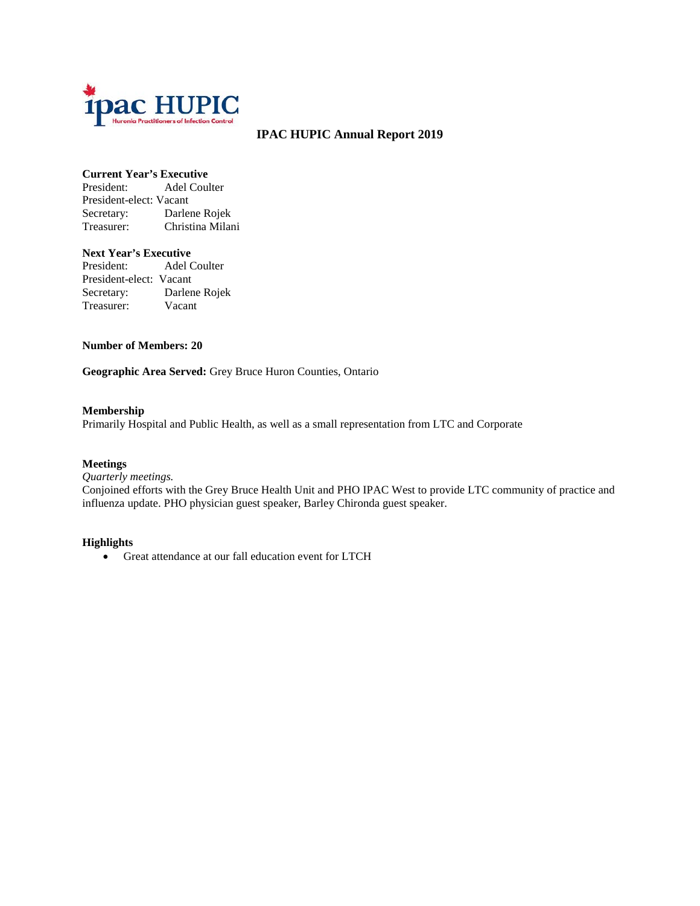ipac HUPIC
Huronia Practitioners of Infection Control

# IPAC HUPIC Annual Report 2019

**Current Year's Executive**
President: Adel Coulter
President-elect: Vacant
Secretary: Darlene Rojek
Treasurer: Christina Milani

**Next Year's Executive**
President: Adel Coulter
President-elect: Vacant
Secretary: Darlene Rojek
Treasurer: Vacant

**Number of Members: 20**

**Geographic Area Served:** Grey Bruce Huron Counties, Ontario

**Membership**
Primarily Hospital and Public Health, as well as a small representation from LTC and Corporate

**Meetings**
*Quarterly meetings.*
Conjoined efforts with the Grey Bruce Health Unit and PHO IPAC West to provide LTC community of practice and influenza update. PHO physician guest speaker, Barley Chironda guest speaker.

**Highlights**

- Great attendance at our fall education event for LTCH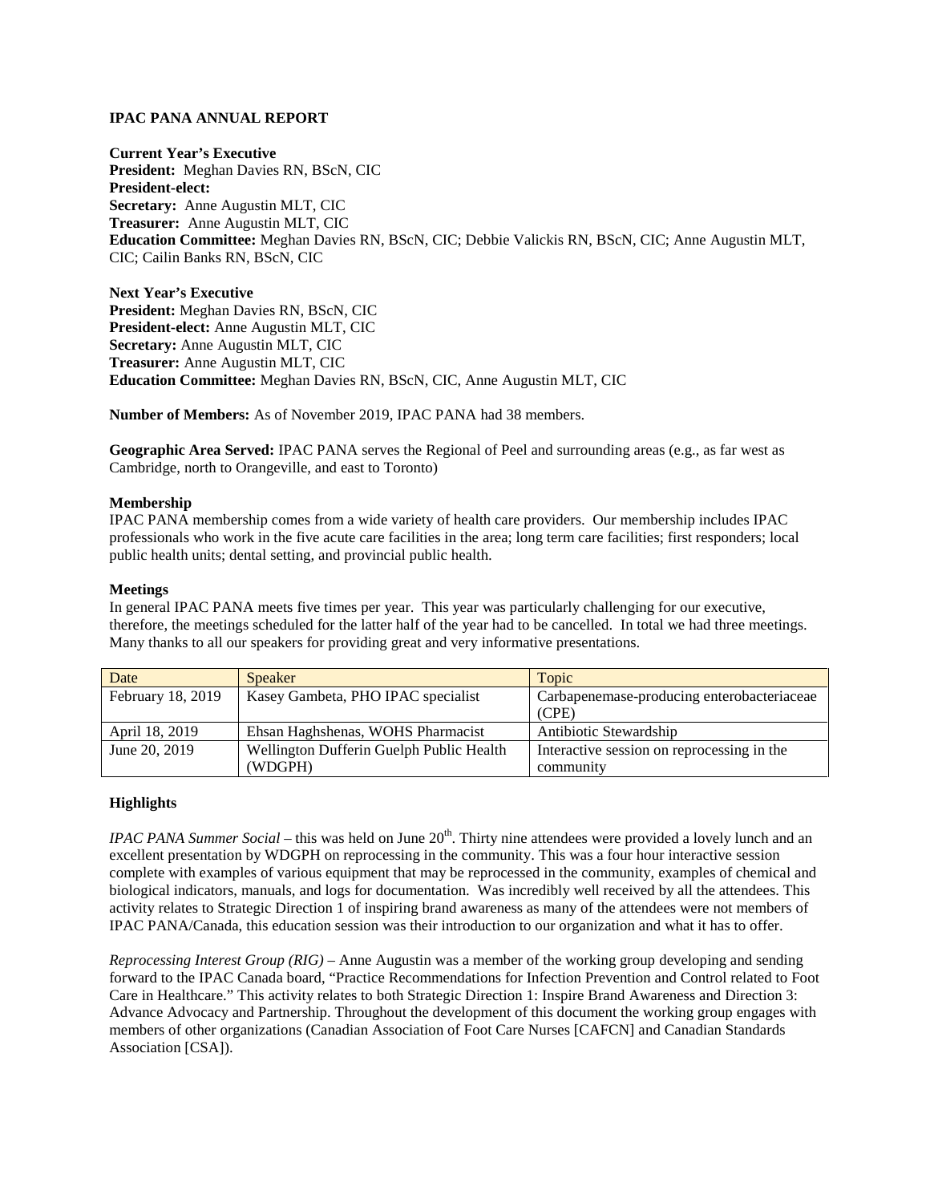**IPAC PANA ANNUAL REPORT**

**Current Year's Executive**
**President:** Meghan Davies RN, BScN, CIC
**President-elect:**
**Secretary:** Anne Augustin MLT, CIC
**Treasurer:** Anne Augustin MLT, CIC
**Education Committee:** Meghan Davies RN, BScN, CIC; Debbie Valickis RN, BScN, CIC; Anne Augustin MLT, CIC; Cailin Banks RN, BScN, CIC

**Next Year's Executive**
**President:** Meghan Davies RN, BScN, CIC
**President-elect:** Anne Augustin MLT, CIC
**Secretary:** Anne Augustin MLT, CIC
**Treasurer:** Anne Augustin MLT, CIC
**Education Committee:** Meghan Davies RN, BScN, CIC, Anne Augustin MLT, CIC

**Number of Members:** As of November 2019, IPAC PANA had 38 members.

**Geographic Area Served:** IPAC PANA serves the Regional of Peel and surrounding areas (e.g., as far west as Cambridge, north to Orangeville, and east to Toronto)

**Membership**
IPAC PANA membership comes from a wide variety of health care providers. Our membership includes IPAC professionals who work in the five acute care facilities in the area; long term care facilities; first responders; local public health units; dental setting, and provincial public health.

**Meetings**
In general IPAC PANA meets five times per year. This year was particularly challenging for our executive, therefore, the meetings scheduled for the latter half of the year had to be cancelled. In total we had three meetings. Many thanks to all our speakers for providing great and very informative presentations.

| Date | Speaker | Topic |
|---|---|---|
| February 18, 2019 | Kasey Gambeta, PHO IPAC specialist | Carbapenemase-producing enterobacteriaceae (CPE) |
| April 18, 2019 | Ehsan Haghshenas, WOHS Pharmacist | Antibiotic Stewardship |
| June 20, 2019 | Wellington Dufferin Guelph Public Health (WDGPH) | Interactive session on reprocessing in the community |

**Highlights**

*IPAC PANA Summer Social* – this was held on June 20th. Thirty nine attendees were provided a lovely lunch and an excellent presentation by WDGPH on reprocessing in the community. This was a four hour interactive session complete with examples of various equipment that may be reprocessed in the community, examples of chemical and biological indicators, manuals, and logs for documentation. Was incredibly well received by all the attendees. This activity relates to Strategic Direction 1 of inspiring brand awareness as many of the attendees were not members of IPAC PANA/Canada, this education session was their introduction to our organization and what it has to offer.

*Reprocessing Interest Group (RIG)* – Anne Augustin was a member of the working group developing and sending forward to the IPAC Canada board, "Practice Recommendations for Infection Prevention and Control related to Foot Care in Healthcare." This activity relates to both Strategic Direction 1: Inspire Brand Awareness and Direction 3: Advance Advocacy and Partnership. Throughout the development of this document the working group engages with members of other organizations (Canadian Association of Foot Care Nurses [CAFCN] and Canadian Standards Association [CSA]).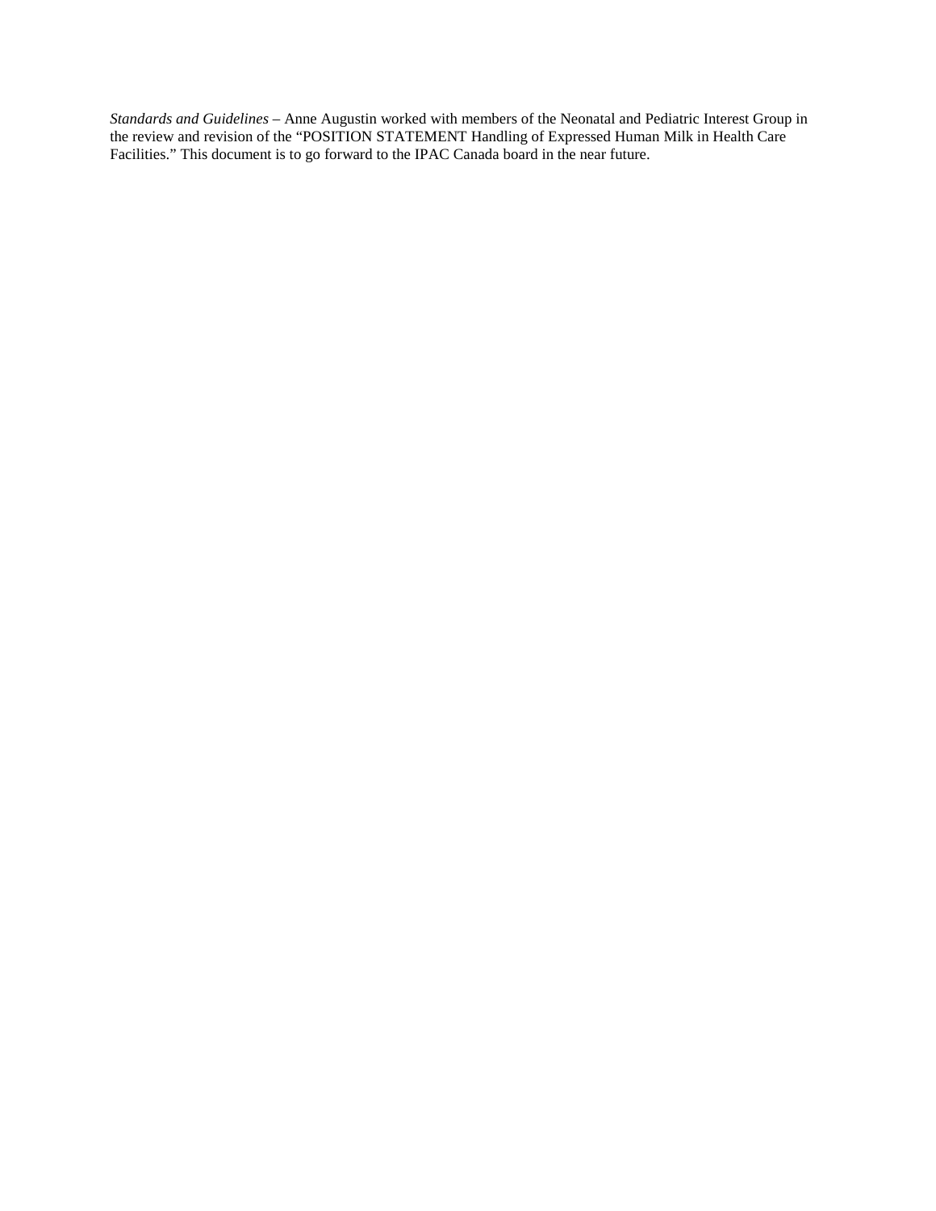*Standards and Guidelines* – Anne Augustin worked with members of the Neonatal and Pediatric Interest Group in the review and revision of the "POSITION STATEMENT Handling of Expressed Human Milk in Health Care Facilities." This document is to go forward to the IPAC Canada board in the near future.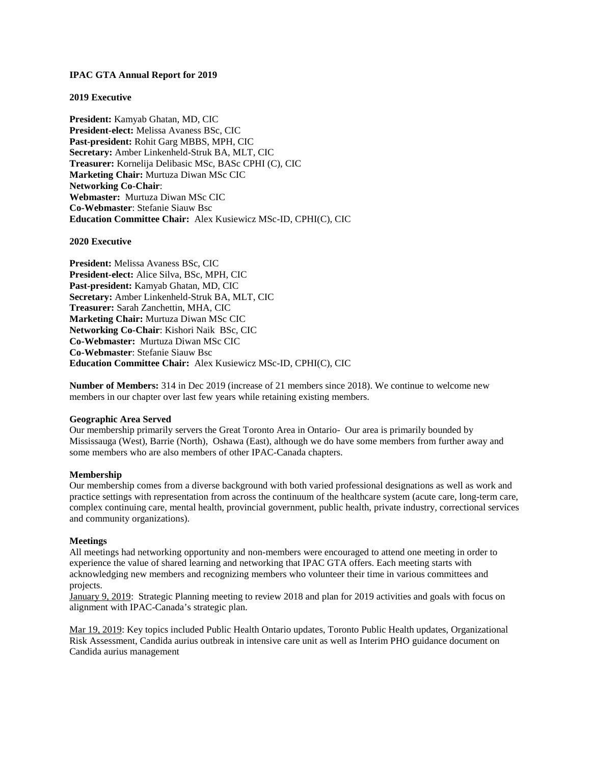**IPAC GTA Annual Report for 2019**

**2019 Executive**

**President:** Kamyab Ghatan, MD, CIC
**President-elect:** Melissa Avaness BSc, CIC
**Past-president:** Rohit Garg MBBS, MPH, CIC
**Secretary:** Amber Linkenheld-Struk BA, MLT, CIC
**Treasurer:** Kornelija Delibasic MSc, BASc CPHI (C), CIC
**Marketing Chair:** Murtuza Diwan MSc CIC
**Networking Co-Chair**:
**Webmaster:** Murtuza Diwan MSc CIC
**Co-Webmaster**: Stefanie Siauw Bsc
**Education Committee Chair:** Alex Kusiewicz MSc-ID, CPHI(C), CIC

**2020 Executive**

**President:** Melissa Avaness BSc, CIC
**President-elect:** Alice Silva, BSc, MPH, CIC
**Past-president:** Kamyab Ghatan, MD, CIC
**Secretary:** Amber Linkenheld-Struk BA, MLT, CIC
**Treasurer:** Sarah Zanchettin, MHA, CIC
**Marketing Chair:** Murtuza Diwan MSc CIC
**Networking Co-Chair**: Kishori Naik BSc, CIC
**Co-Webmaster:** Murtuza Diwan MSc CIC
**Co-Webmaster**: Stefanie Siauw Bsc
**Education Committee Chair:** Alex Kusiewicz MSc-ID, CPHI(C), CIC

**Number of Members:** 314 in Dec 2019 (increase of 21 members since 2018). We continue to welcome new members in our chapter over last few years while retaining existing members.

**Geographic Area Served**
Our membership primarily servers the Great Toronto Area in Ontario- Our area is primarily bounded by Mississauga (West), Barrie (North), Oshawa (East), although we do have some members from further away and some members who are also members of other IPAC-Canada chapters.

**Membership**
Our membership comes from a diverse background with both varied professional designations as well as work and practice settings with representation from across the continuum of the healthcare system (acute care, long-term care, complex continuing care, mental health, provincial government, public health, private industry, correctional services and community organizations).

**Meetings**
All meetings had networking opportunity and non-members were encouraged to attend one meeting in order to experience the value of shared learning and networking that IPAC GTA offers. Each meeting starts with acknowledging new members and recognizing members who volunteer their time in various committees and projects.
January 9, 2019: Strategic Planning meeting to review 2018 and plan for 2019 activities and goals with focus on alignment with IPAC-Canada's strategic plan.

Mar 19, 2019: Key topics included Public Health Ontario updates, Toronto Public Health updates, Organizational Risk Assessment, Candida aurius outbreak in intensive care unit as well as Interim PHO guidance document on Candida aurius management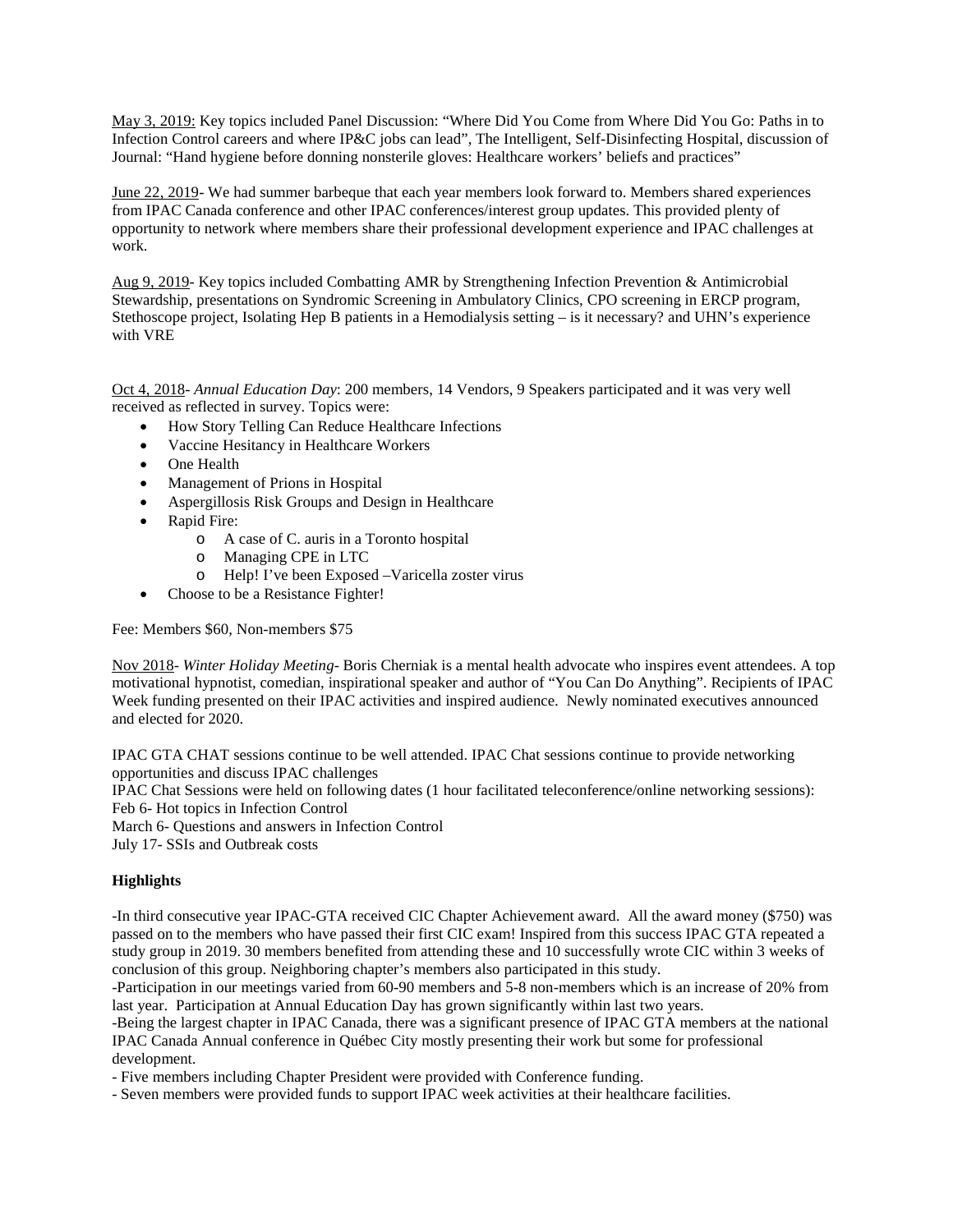May 3, 2019: Key topics included Panel Discussion: "Where Did You Come from Where Did You Go: Paths in to Infection Control careers and where IP&C jobs can lead", The Intelligent, Self-Disinfecting Hospital, discussion of Journal: "Hand hygiene before donning nonsterile gloves: Healthcare workers' beliefs and practices"

June 22, 2019- We had summer barbeque that each year members look forward to. Members shared experiences from IPAC Canada conference and other IPAC conferences/interest group updates. This provided plenty of opportunity to network where members share their professional development experience and IPAC challenges at work.

Aug 9, 2019- Key topics included Combatting AMR by Strengthening Infection Prevention & Antimicrobial Stewardship, presentations on Syndromic Screening in Ambulatory Clinics, CPO screening in ERCP program, Stethoscope project, Isolating Hep B patients in a Hemodialysis setting – is it necessary? and UHN's experience with VRE

Oct 4, 2018- *Annual Education Day*: 200 members, 14 Vendors, 9 Speakers participated and it was very well received as reflected in survey. Topics were:

- How Story Telling Can Reduce Healthcare Infections
- Vaccine Hesitancy in Healthcare Workers
- One Health
- Management of Prions in Hospital
- Aspergillosis Risk Groups and Design in Healthcare
- Rapid Fire:
  - A case of C. auris in a Toronto hospital
  - Managing CPE in LTC
  - Help! I've been Exposed –Varicella zoster virus
- Choose to be a Resistance Fighter!

Fee: Members $60, Non-members $75

Nov 2018- *Winter Holiday Meeting*- Boris Cherniak is a mental health advocate who inspires event attendees. A top motivational hypnotist, comedian, inspirational speaker and author of "You Can Do Anything". Recipients of IPAC Week funding presented on their IPAC activities and inspired audience. Newly nominated executives announced and elected for 2020.

IPAC GTA CHAT sessions continue to be well attended. IPAC Chat sessions continue to provide networking opportunities and discuss IPAC challenges
IPAC Chat Sessions were held on following dates (1 hour facilitated teleconference/online networking sessions):
Feb 6- Hot topics in Infection Control
March 6- Questions and answers in Infection Control
July 17- SSIs and Outbreak costs

**Highlights**

-In third consecutive year IPAC-GTA received CIC Chapter Achievement award. All the award money ($750) was passed on to the members who have passed their first CIC exam! Inspired from this success IPAC GTA repeated a study group in 2019. 30 members benefited from attending these and 10 successfully wrote CIC within 3 weeks of conclusion of this group. Neighboring chapter's members also participated in this study.
-Participation in our meetings varied from 60-90 members and 5-8 non-members which is an increase of 20% from last year. Participation at Annual Education Day has grown significantly within last two years.
-Being the largest chapter in IPAC Canada, there was a significant presence of IPAC GTA members at the national IPAC Canada Annual conference in Québec City mostly presenting their work but some for professional development.
- Five members including Chapter President were provided with Conference funding.
- Seven members were provided funds to support IPAC week activities at their healthcare facilities.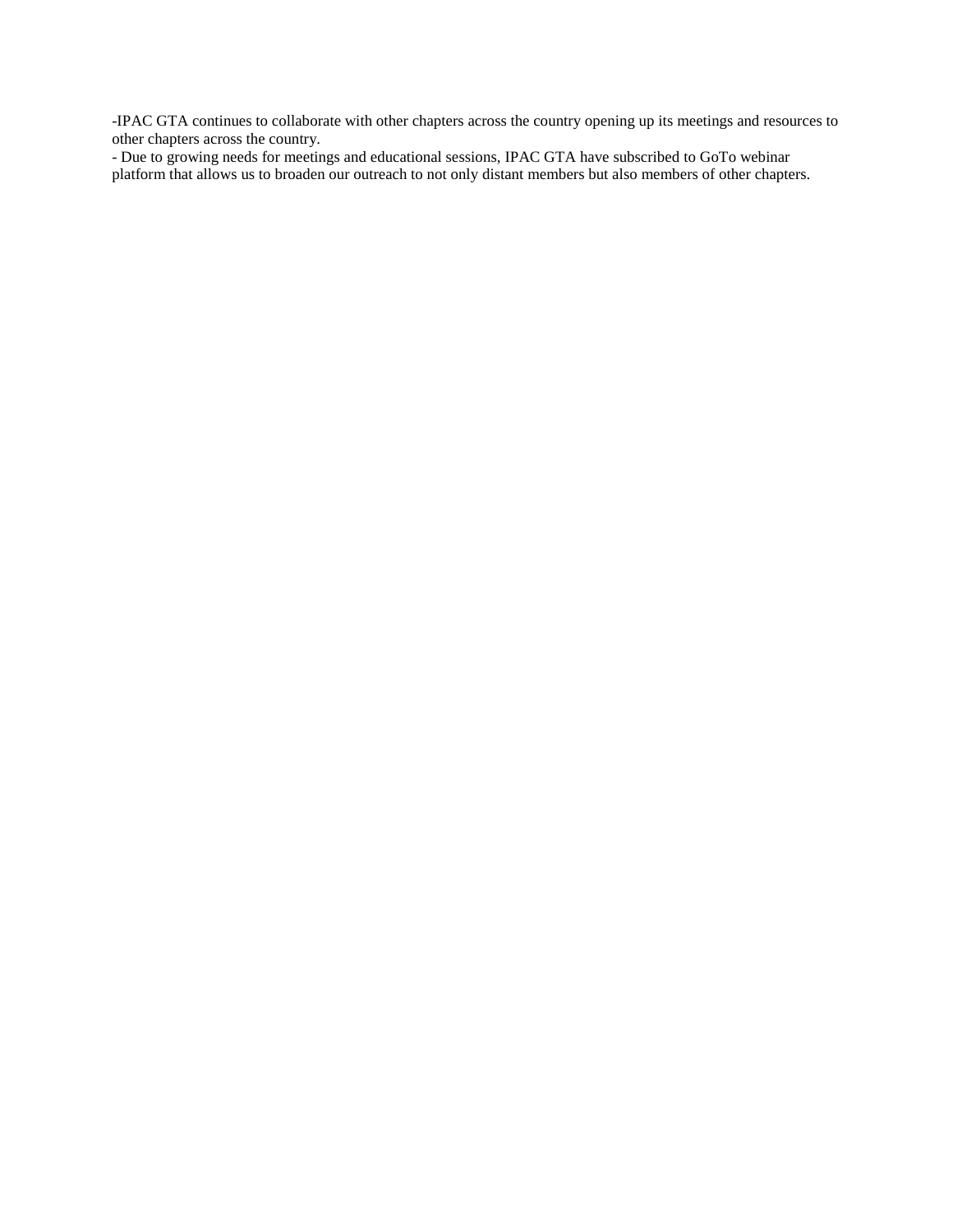-IPAC GTA continues to collaborate with other chapters across the country opening up its meetings and resources to other chapters across the country.

- Due to growing needs for meetings and educational sessions, IPAC GTA have subscribed to GoTo webinar platform that allows us to broaden our outreach to not only distant members but also members of other chapters.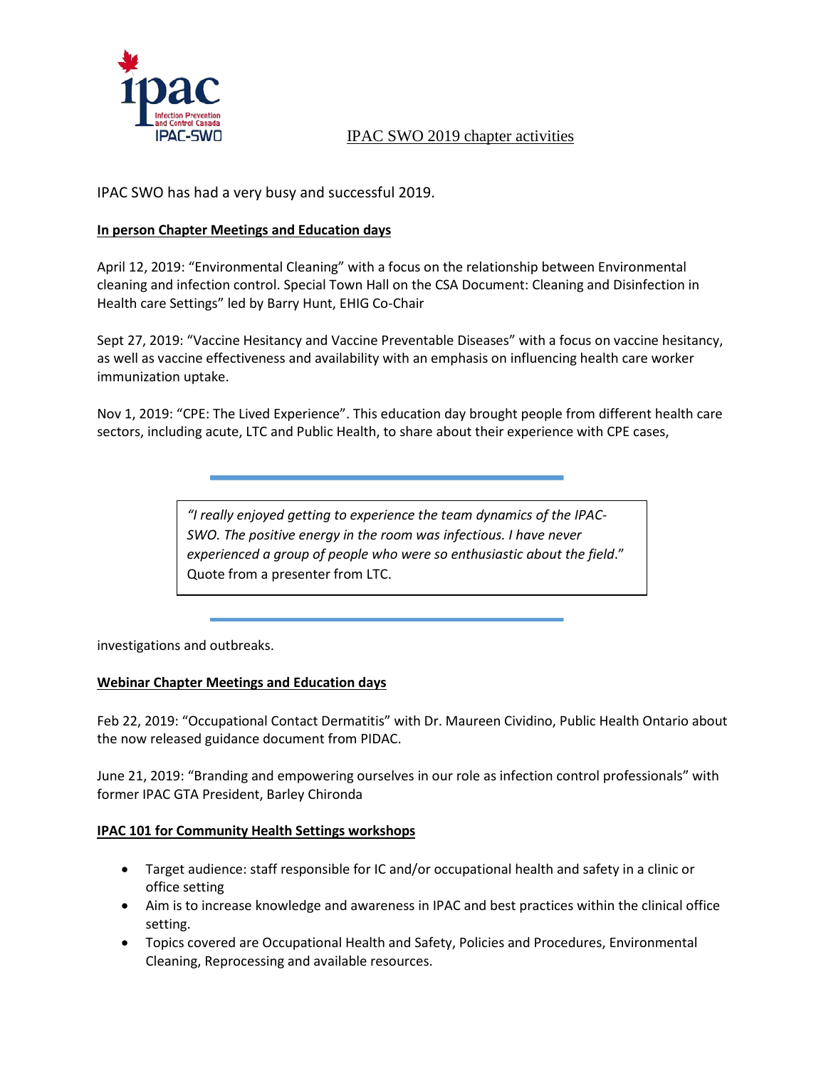# IPAC SWO 2019 chapter activities

IPAC SWO has had a very busy and successful 2019.

**In person Chapter Meetings and Education days**

April 12, 2019: "Environmental Cleaning" with a focus on the relationship between Environmental cleaning and infection control. Special Town Hall on the CSA Document: Cleaning and Disinfection in Health care Settings" led by Barry Hunt, EHIG Co-Chair

Sept 27, 2019: "Vaccine Hesitancy and Vaccine Preventable Diseases" with a focus on vaccine hesitancy, as well as vaccine effectiveness and availability with an emphasis on influencing health care worker immunization uptake.

Nov 1, 2019: "CPE: The Lived Experience". This education day brought people from different health care sectors, including acute, LTC and Public Health, to share about their experience with CPE cases, investigations and outbreaks.

> *"I really enjoyed getting to experience the team dynamics of the IPAC-SWO. The positive energy in the room was infectious. I have never experienced a group of people who were so enthusiastic about the field*." Quote from a presenter from LTC.

**Webinar Chapter Meetings and Education days**

Feb 22, 2019: "Occupational Contact Dermatitis" with Dr. Maureen Cividino, Public Health Ontario about the now released guidance document from PIDAC.

June 21, 2019: "Branding and empowering ourselves in our role as infection control professionals" with former IPAC GTA President, Barley Chironda

**IPAC 101 for Community Health Settings workshops**

- Target audience: staff responsible for IC and/or occupational health and safety in a clinic or office setting
- Aim is to increase knowledge and awareness in IPAC and best practices within the clinical office setting.
- Topics covered are Occupational Health and Safety, Policies and Procedures, Environmental Cleaning, Reprocessing and available resources.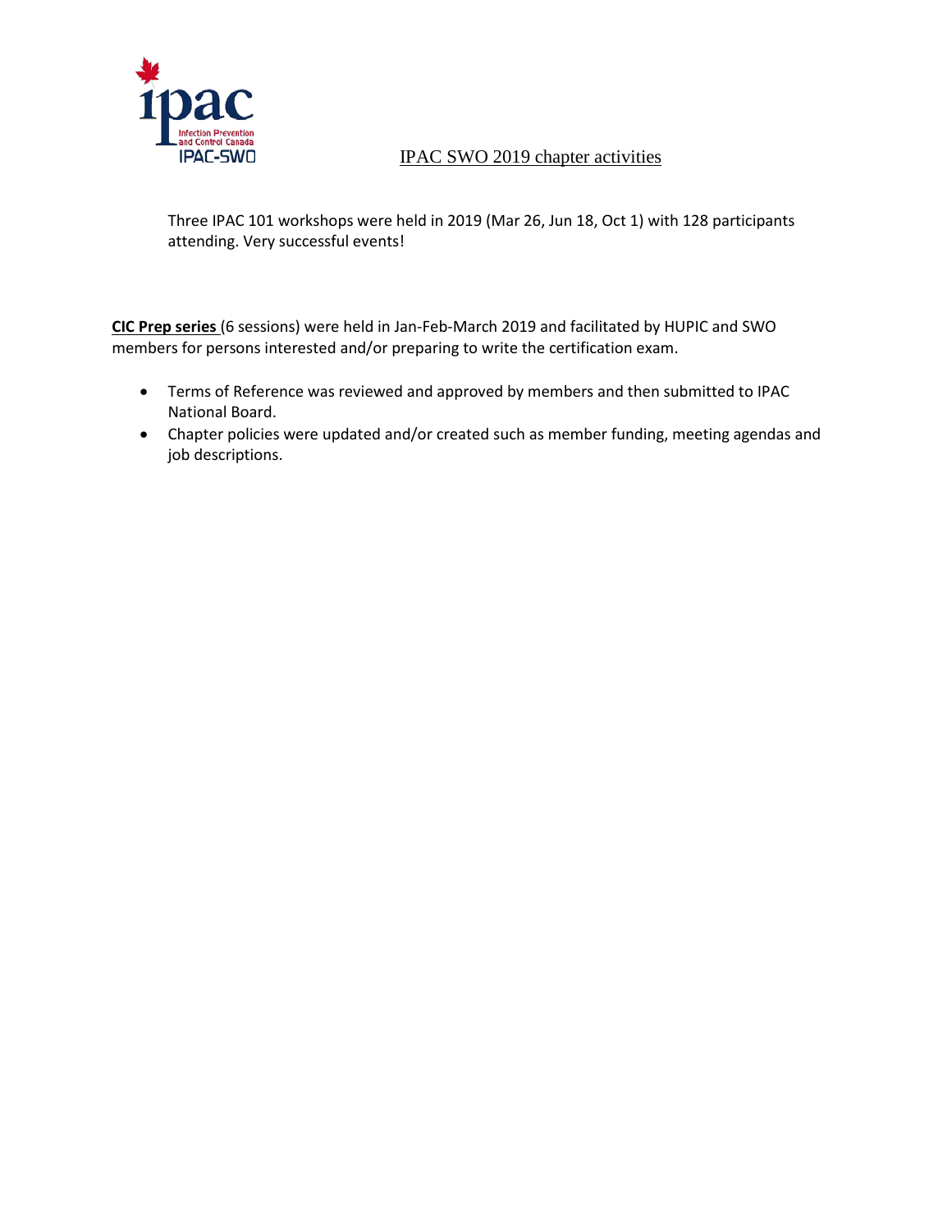# IPAC SWO 2019 chapter activities

Three IPAC 101 workshops were held in 2019 (Mar 26, Jun 18, Oct 1) with 128 participants attending. Very successful events!

**CIC Prep series** (6 sessions) were held in Jan-Feb-March 2019 and facilitated by HUPIC and SWO members for persons interested and/or preparing to write the certification exam.

- Terms of Reference was reviewed and approved by members and then submitted to IPAC National Board.
- Chapter policies were updated and/or created such as member funding, meeting agendas and job descriptions.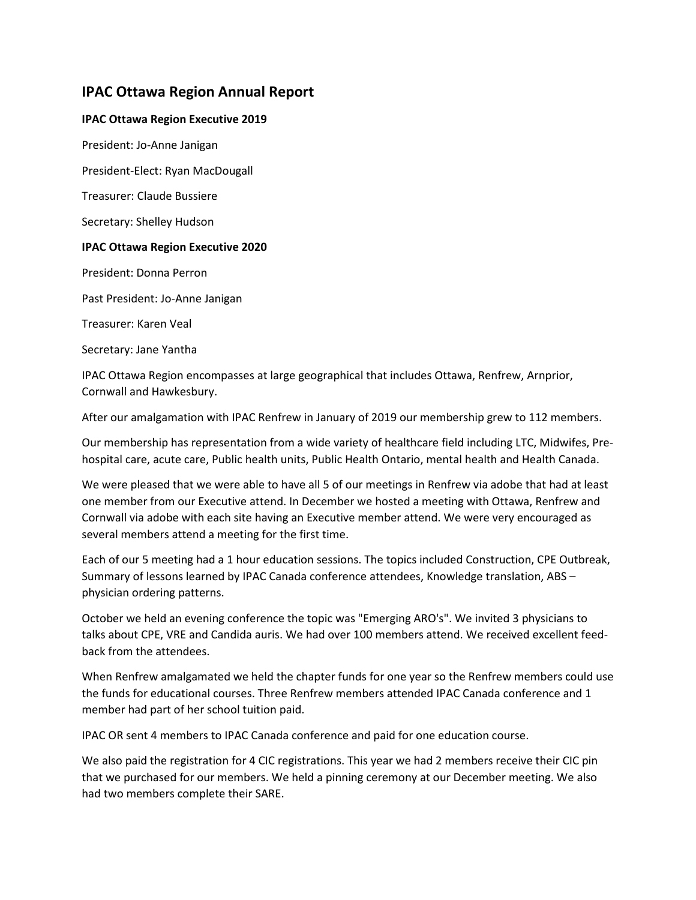## IPAC Ottawa Region Annual Report

**IPAC Ottawa Region Executive 2019**

President: Jo-Anne Janigan

President-Elect: Ryan MacDougall

Treasurer: Claude Bussiere

Secretary: Shelley Hudson

**IPAC Ottawa Region Executive 2020**

President: Donna Perron

Past President: Jo-Anne Janigan

Treasurer: Karen Veal

Secretary: Jane Yantha

IPAC Ottawa Region encompasses at large geographical that includes Ottawa, Renfrew, Arnprior, Cornwall and Hawkesbury.

After our amalgamation with IPAC Renfrew in January of 2019 our membership grew to 112 members.

Our membership has representation from a wide variety of healthcare field including LTC, Midwifes, Pre-hospital care, acute care, Public health units, Public Health Ontario, mental health and Health Canada.

We were pleased that we were able to have all 5 of our meetings in Renfrew via adobe that had at least one member from our Executive attend. In December we hosted a meeting with Ottawa, Renfrew and Cornwall via adobe with each site having an Executive member attend. We were very encouraged as several members attend a meeting for the first time.

Each of our 5 meeting had a 1 hour education sessions. The topics included Construction, CPE Outbreak, Summary of lessons learned by IPAC Canada conference attendees, Knowledge translation, ABS – physician ordering patterns.

October we held an evening conference the topic was "Emerging ARO's". We invited 3 physicians to talks about CPE, VRE and Candida auris. We had over 100 members attend. We received excellent feed-back from the attendees.

When Renfrew amalgamated we held the chapter funds for one year so the Renfrew members could use the funds for educational courses. Three Renfrew members attended IPAC Canada conference and 1 member had part of her school tuition paid.

IPAC OR sent 4 members to IPAC Canada conference and paid for one education course.

We also paid the registration for 4 CIC registrations. This year we had 2 members receive their CIC pin that we purchased for our members. We held a pinning ceremony at our December meeting. We also had two members complete their SARE.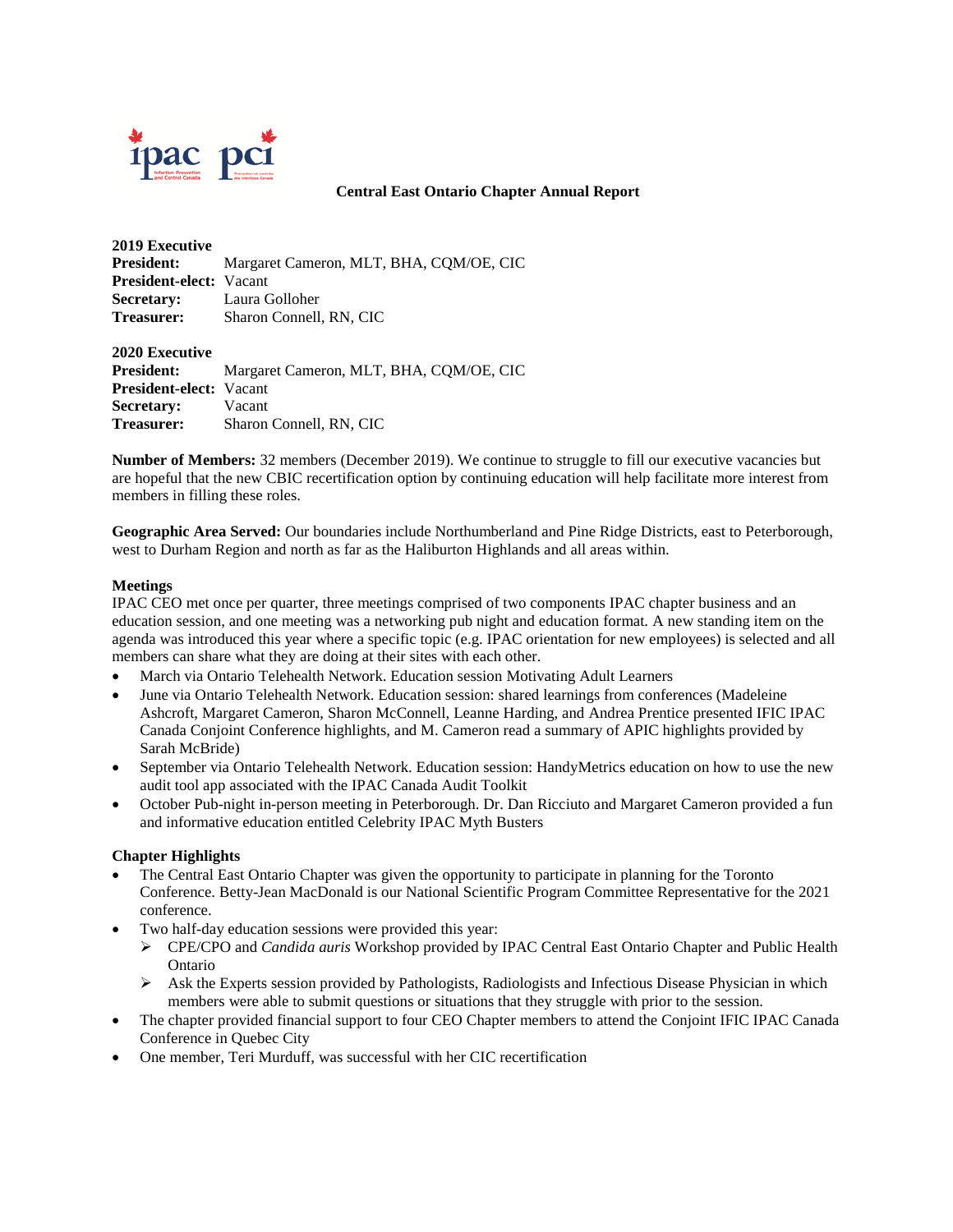## Central East Ontario Chapter Annual Report

**2019 Executive**
**President:** Margaret Cameron, MLT, BHA, CQM/OE, CIC
**President-elect:** Vacant
**Secretary:** Laura Golloher
**Treasurer:** Sharon Connell, RN, CIC

**2020 Executive**
**President:** Margaret Cameron, MLT, BHA, CQM/OE, CIC
**President-elect:** Vacant
**Secretary:** Vacant
**Treasurer:** Sharon Connell, RN, CIC

**Number of Members:** 32 members (December 2019). We continue to struggle to fill our executive vacancies but are hopeful that the new CBIC recertification option by continuing education will help facilitate more interest from members in filling these roles.

**Geographic Area Served:** Our boundaries include Northumberland and Pine Ridge Districts, east to Peterborough, west to Durham Region and north as far as the Haliburton Highlands and all areas within.

**Meetings**

IPAC CEO met once per quarter, three meetings comprised of two components IPAC chapter business and an education session, and one meeting was a networking pub night and education format. A new standing item on the agenda was introduced this year where a specific topic (e.g. IPAC orientation for new employees) is selected and all members can share what they are doing at their sites with each other.

- March via Ontario Telehealth Network. Education session Motivating Adult Learners
- June via Ontario Telehealth Network. Education session: shared learnings from conferences (Madeleine Ashcroft, Margaret Cameron, Sharon McConnell, Leanne Harding, and Andrea Prentice presented IFIC IPAC Canada Conjoint Conference highlights, and M. Cameron read a summary of APIC highlights provided by Sarah McBride)
- September via Ontario Telehealth Network. Education session: HandyMetrics education on how to use the new audit tool app associated with the IPAC Canada Audit Toolkit
- October Pub-night in-person meeting in Peterborough. Dr. Dan Ricciuto and Margaret Cameron provided a fun and informative education entitled Celebrity IPAC Myth Busters

**Chapter Highlights**

- The Central East Ontario Chapter was given the opportunity to participate in planning for the Toronto Conference. Betty-Jean MacDonald is our National Scientific Program Committee Representative for the 2021 conference.
- Two half-day education sessions were provided this year:
  - CPE/CPO and *Candida auris* Workshop provided by IPAC Central East Ontario Chapter and Public Health Ontario
  - Ask the Experts session provided by Pathologists, Radiologists and Infectious Disease Physician in which members were able to submit questions or situations that they struggle with prior to the session.
- The chapter provided financial support to four CEO Chapter members to attend the Conjoint IFIC IPAC Canada Conference in Quebec City
- One member, Teri Murduff, was successful with her CIC recertification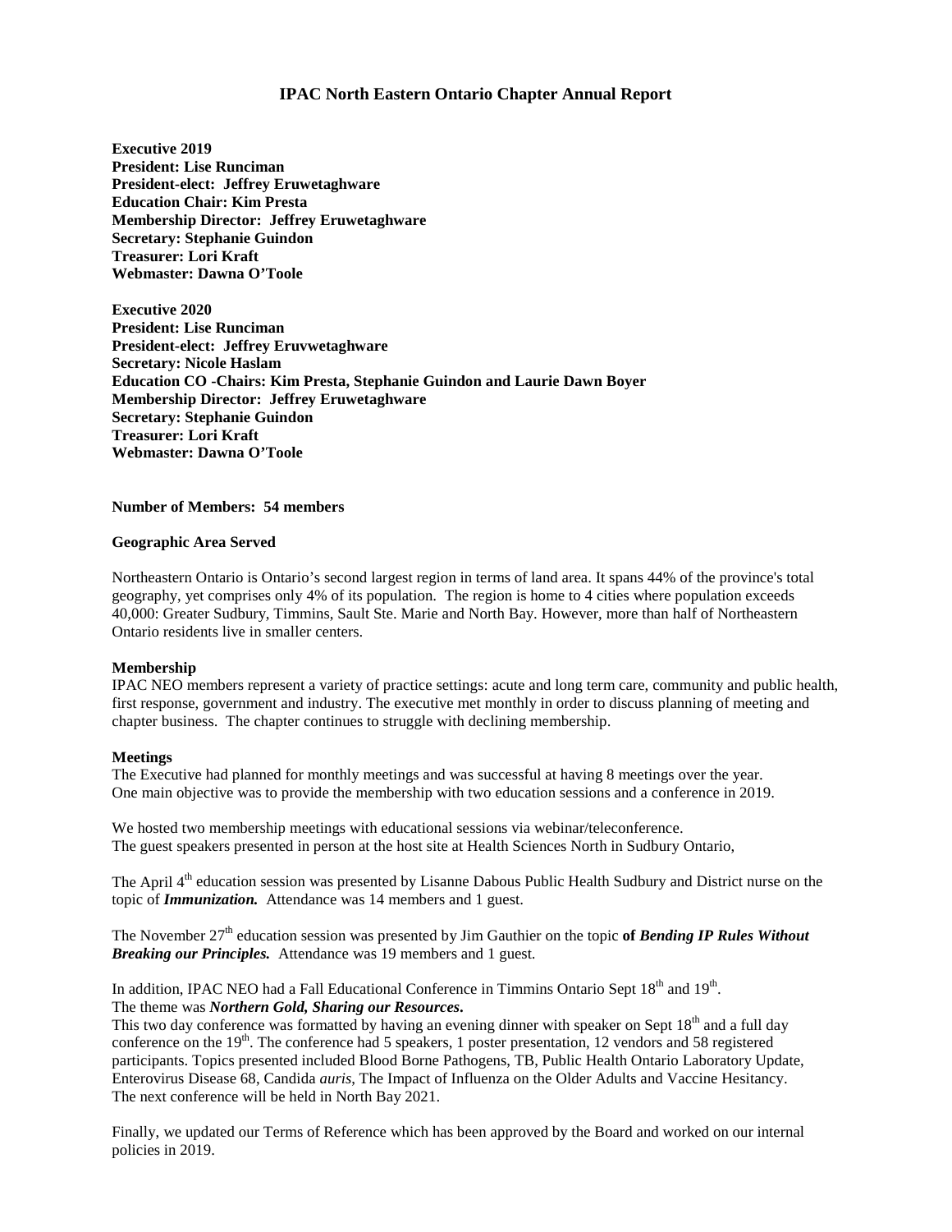## IPAC North Eastern Ontario Chapter Annual Report

**Executive 2019**
**President: Lise Runciman**
**President-elect: Jeffrey Eruwetaghware**
**Education Chair: Kim Presta**
**Membership Director: Jeffrey Eruwetaghware**
**Secretary: Stephanie Guindon**
**Treasurer: Lori Kraft**
**Webmaster: Dawna O'Toole**

**Executive 2020**
**President: Lise Runciman**
**President-elect: Jeffrey Eruvwetaghware**
**Secretary: Nicole Haslam**
**Education CO -Chairs: Kim Presta, Stephanie Guindon and Laurie Dawn Boyer**
**Membership Director: Jeffrey Eruwetaghware**
**Secretary: Stephanie Guindon**
**Treasurer: Lori Kraft**
**Webmaster: Dawna O'Toole**

**Number of Members: 54 members**

**Geographic Area Served**

Northeastern Ontario is Ontario's second largest region in terms of land area. It spans 44% of the province's total geography, yet comprises only 4% of its population. The region is home to 4 cities where population exceeds 40,000: Greater Sudbury, Timmins, Sault Ste. Marie and North Bay. However, more than half of Northeastern Ontario residents live in smaller centers.

**Membership**

IPAC NEO members represent a variety of practice settings: acute and long term care, community and public health, first response, government and industry. The executive met monthly in order to discuss planning of meeting and chapter business. The chapter continues to struggle with declining membership.

**Meetings**

The Executive had planned for monthly meetings and was successful at having 8 meetings over the year.
One main objective was to provide the membership with two education sessions and a conference in 2019.

We hosted two membership meetings with educational sessions via webinar/teleconference.
The guest speakers presented in person at the host site at Health Sciences North in Sudbury Ontario,

The April 4th education session was presented by Lisanne Dabous Public Health Sudbury and District nurse on the topic of ***Immunization.*** Attendance was 14 members and 1 guest.

The November 27th education session was presented by Jim Gauthier on the topic **of *Bending IP Rules Without Breaking our Principles.*** Attendance was 19 members and 1 guest.

In addition, IPAC NEO had a Fall Educational Conference in Timmins Ontario Sept 18th and 19th.
The theme was ***Northern Gold, Sharing our Resources.***
This two day conference was formatted by having an evening dinner with speaker on Sept 18th and a full day conference on the 19th. The conference had 5 speakers, 1 poster presentation, 12 vendors and 58 registered participants. Topics presented included Blood Borne Pathogens, TB, Public Health Ontario Laboratory Update, Enterovirus Disease 68, Candida *auris*, The Impact of Influenza on the Older Adults and Vaccine Hesitancy.
The next conference will be held in North Bay 2021.

Finally, we updated our Terms of Reference which has been approved by the Board and worked on our internal policies in 2019.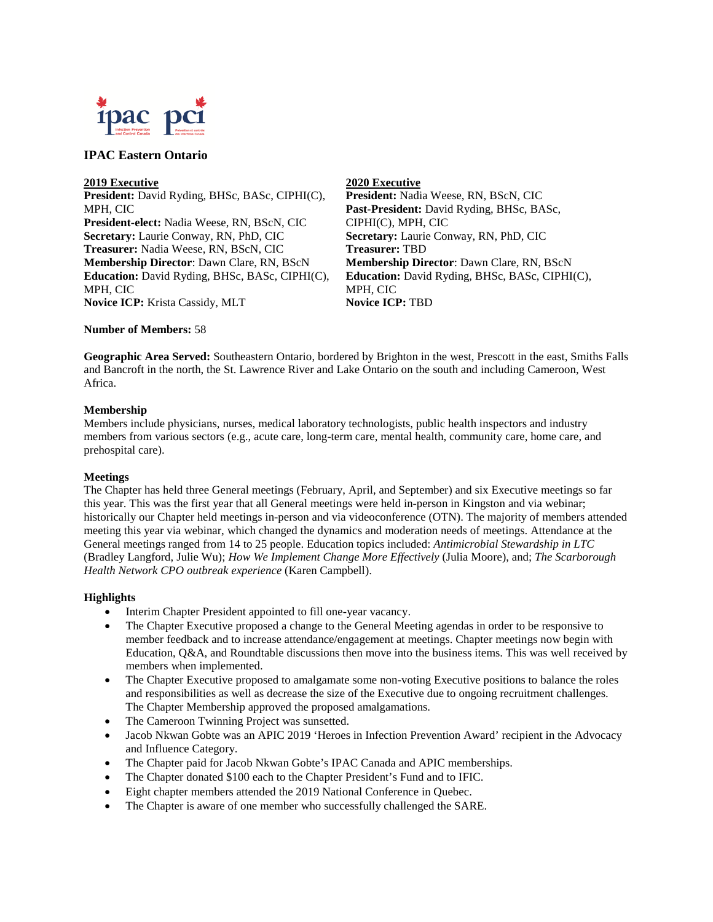## IPAC Eastern Ontario

**2019 Executive**

**President:** David Ryding, BHSc, BASc, CIPHI(C), MPH, CIC
**President-elect:** Nadia Weese, RN, BScN, CIC
**Secretary:** Laurie Conway, RN, PhD, CIC
**Treasurer:** Nadia Weese, RN, BScN, CIC
**Membership Director**: Dawn Clare, RN, BScN
**Education:** David Ryding, BHSc, BASc, CIPHI(C), MPH, CIC
**Novice ICP:** Krista Cassidy, MLT

**2020 Executive**

**President:** Nadia Weese, RN, BScN, CIC
**Past-President:** David Ryding, BHSc, BASc, CIPHI(C), MPH, CIC
**Secretary:** Laurie Conway, RN, PhD, CIC
**Treasurer:** TBD
**Membership Director**: Dawn Clare, RN, BScN
**Education:** David Ryding, BHSc, BASc, CIPHI(C), MPH, CIC
**Novice ICP:** TBD

**Number of Members:** 58

**Geographic Area Served:** Southeastern Ontario, bordered by Brighton in the west, Prescott in the east, Smiths Falls and Bancroft in the north, the St. Lawrence River and Lake Ontario on the south and including Cameroon, West Africa.

**Membership**

Members include physicians, nurses, medical laboratory technologists, public health inspectors and industry members from various sectors (e.g., acute care, long-term care, mental health, community care, home care, and prehospital care).

**Meetings**

The Chapter has held three General meetings (February, April, and September) and six Executive meetings so far this year. This was the first year that all General meetings were held in-person in Kingston and via webinar; historically our Chapter held meetings in-person and via videoconference (OTN). The majority of members attended meeting this year via webinar, which changed the dynamics and moderation needs of meetings. Attendance at the General meetings ranged from 14 to 25 people. Education topics included: *Antimicrobial Stewardship in LTC* (Bradley Langford, Julie Wu); *How We Implement Change More Effectively* (Julia Moore), and; *The Scarborough Health Network CPO outbreak experience* (Karen Campbell).

**Highlights**

- Interim Chapter President appointed to fill one-year vacancy.
- The Chapter Executive proposed a change to the General Meeting agendas in order to be responsive to member feedback and to increase attendance/engagement at meetings. Chapter meetings now begin with Education, Q&A, and Roundtable discussions then move into the business items. This was well received by members when implemented.
- The Chapter Executive proposed to amalgamate some non-voting Executive positions to balance the roles and responsibilities as well as decrease the size of the Executive due to ongoing recruitment challenges. The Chapter Membership approved the proposed amalgamations.
- The Cameroon Twinning Project was sunsetted.
- Jacob Nkwan Gobte was an APIC 2019 'Heroes in Infection Prevention Award' recipient in the Advocacy and Influence Category.
- The Chapter paid for Jacob Nkwan Gobte's IPAC Canada and APIC memberships.
- The Chapter donated $100 each to the Chapter President's Fund and to IFIC.
- Eight chapter members attended the 2019 National Conference in Quebec.
- The Chapter is aware of one member who successfully challenged the SARE.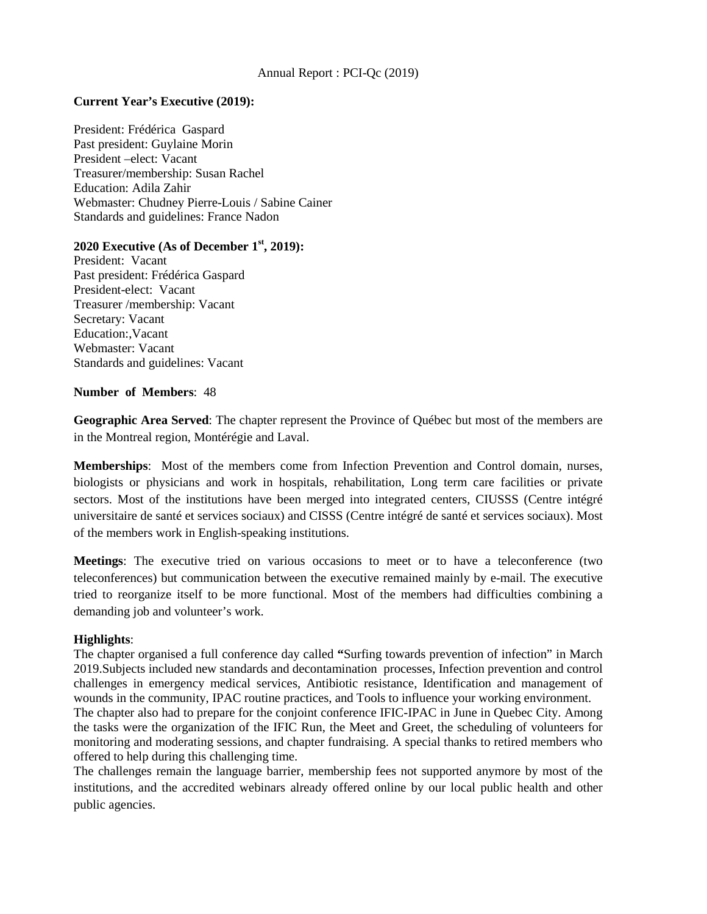Annual Report : PCI-Qc (2019)

**Current Year's Executive (2019):**

President: Frédérica Gaspard
Past president: Guylaine Morin
President –elect: Vacant
Treasurer/membership: Susan Rachel
Education: Adila Zahir
Webmaster: Chudney Pierre-Louis / Sabine Cainer
Standards and guidelines: France Nadon

**2020 Executive (As of December 1st, 2019):**
President: Vacant
Past president: Frédérica Gaspard
President-elect: Vacant
Treasurer /membership: Vacant
Secretary: Vacant
Education:,Vacant
Webmaster: Vacant
Standards and guidelines: Vacant

**Number of Members**: 48

**Geographic Area Served**: The chapter represent the Province of Québec but most of the members are in the Montreal region, Montérégie and Laval.

**Memberships**: Most of the members come from Infection Prevention and Control domain, nurses, biologists or physicians and work in hospitals, rehabilitation, Long term care facilities or private sectors. Most of the institutions have been merged into integrated centers, CIUSSS (Centre intégré universitaire de santé et services sociaux) and CISSS (Centre intégré de santé et services sociaux). Most of the members work in English-speaking institutions.

**Meetings**: The executive tried on various occasions to meet or to have a teleconference (two teleconferences) but communication between the executive remained mainly by e-mail. The executive tried to reorganize itself to be more functional. Most of the members had difficulties combining a demanding job and volunteer's work.

**Highlights**:
The chapter organised a full conference day called **"**Surfing towards prevention of infection" in March 2019.Subjects included new standards and decontamination processes, Infection prevention and control challenges in emergency medical services, Antibiotic resistance, Identification and management of wounds in the community, IPAC routine practices, and Tools to influence your working environment.
The chapter also had to prepare for the conjoint conference IFIC-IPAC in June in Quebec City. Among the tasks were the organization of the IFIC Run, the Meet and Greet, the scheduling of volunteers for monitoring and moderating sessions, and chapter fundraising. A special thanks to retired members who offered to help during this challenging time.
The challenges remain the language barrier, membership fees not supported anymore by most of the institutions, and the accredited webinars already offered online by our local public health and other public agencies.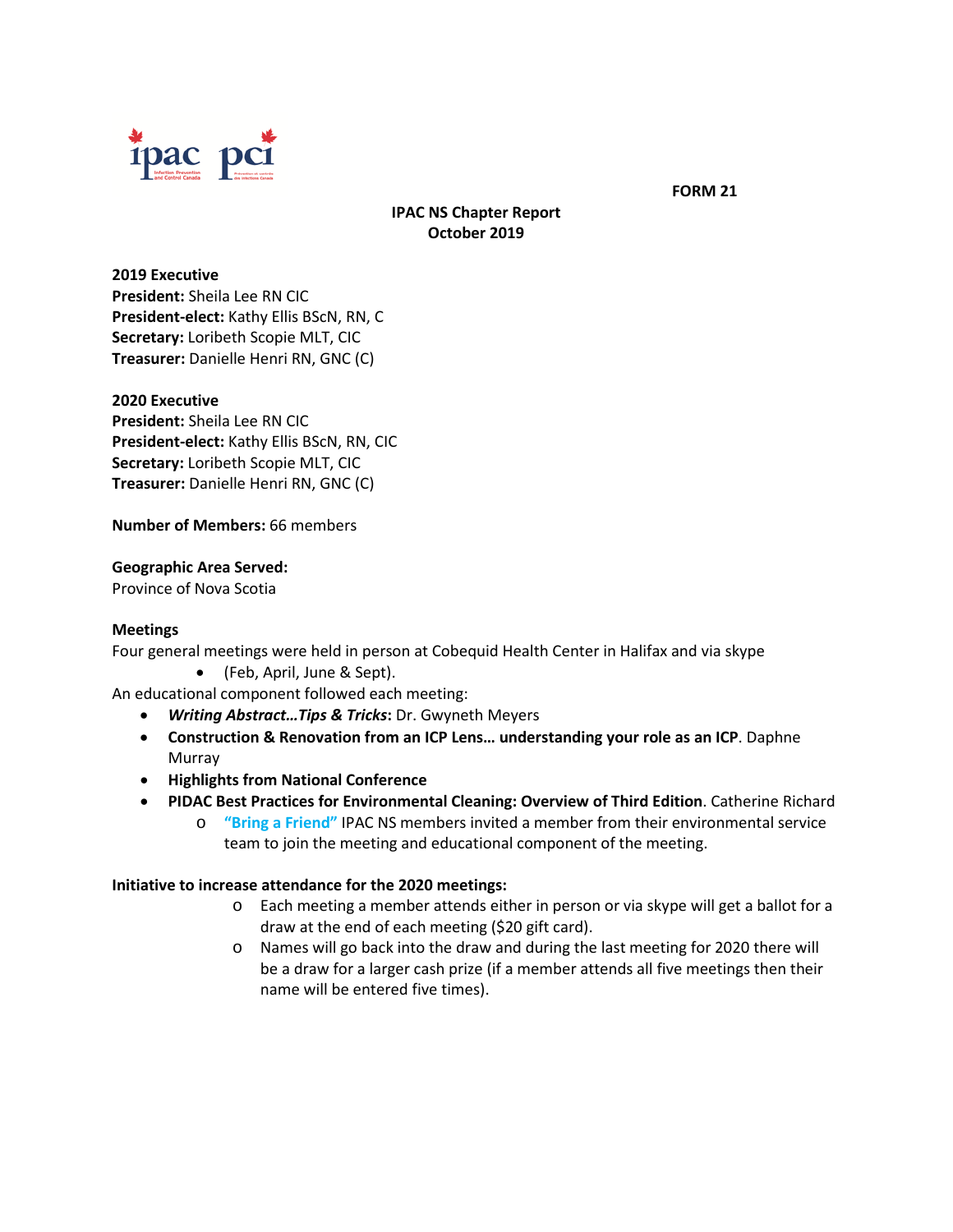FORM 21

**IPAC NS Chapter Report**
**October 2019**

**2019 Executive**
**President:** Sheila Lee RN CIC
**President-elect:** Kathy Ellis BScN, RN, C
**Secretary:** Loribeth Scopie MLT, CIC
**Treasurer:** Danielle Henri RN, GNC (C)

**2020 Executive**
**President:** Sheila Lee RN CIC
**President-elect:** Kathy Ellis BScN, RN, CIC
**Secretary:** Loribeth Scopie MLT, CIC
**Treasurer:** Danielle Henri RN, GNC (C)

**Number of Members:** 66 members

**Geographic Area Served:**
Province of Nova Scotia

**Meetings**
Four general meetings were held in person at Cobequid Health Center in Halifax and via skype

- (Feb, April, June & Sept).

An educational component followed each meeting:

- ***Writing Abstract…Tips & Tricks*****:** Dr. Gwyneth Meyers
- **Construction & Renovation from an ICP Lens… understanding your role as an ICP**. Daphne Murray
- **Highlights from National Conference**
- **PIDAC Best Practices for Environmental Cleaning: Overview of Third Edition**. Catherine Richard
  - **"Bring a Friend"** IPAC NS members invited a member from their environmental service team to join the meeting and educational component of the meeting.

**Initiative to increase attendance for the 2020 meetings:**

- Each meeting a member attends either in person or via skype will get a ballot for a draw at the end of each meeting ($20 gift card).
- Names will go back into the draw and during the last meeting for 2020 there will be a draw for a larger cash prize (if a member attends all five meetings then their name will be entered five times).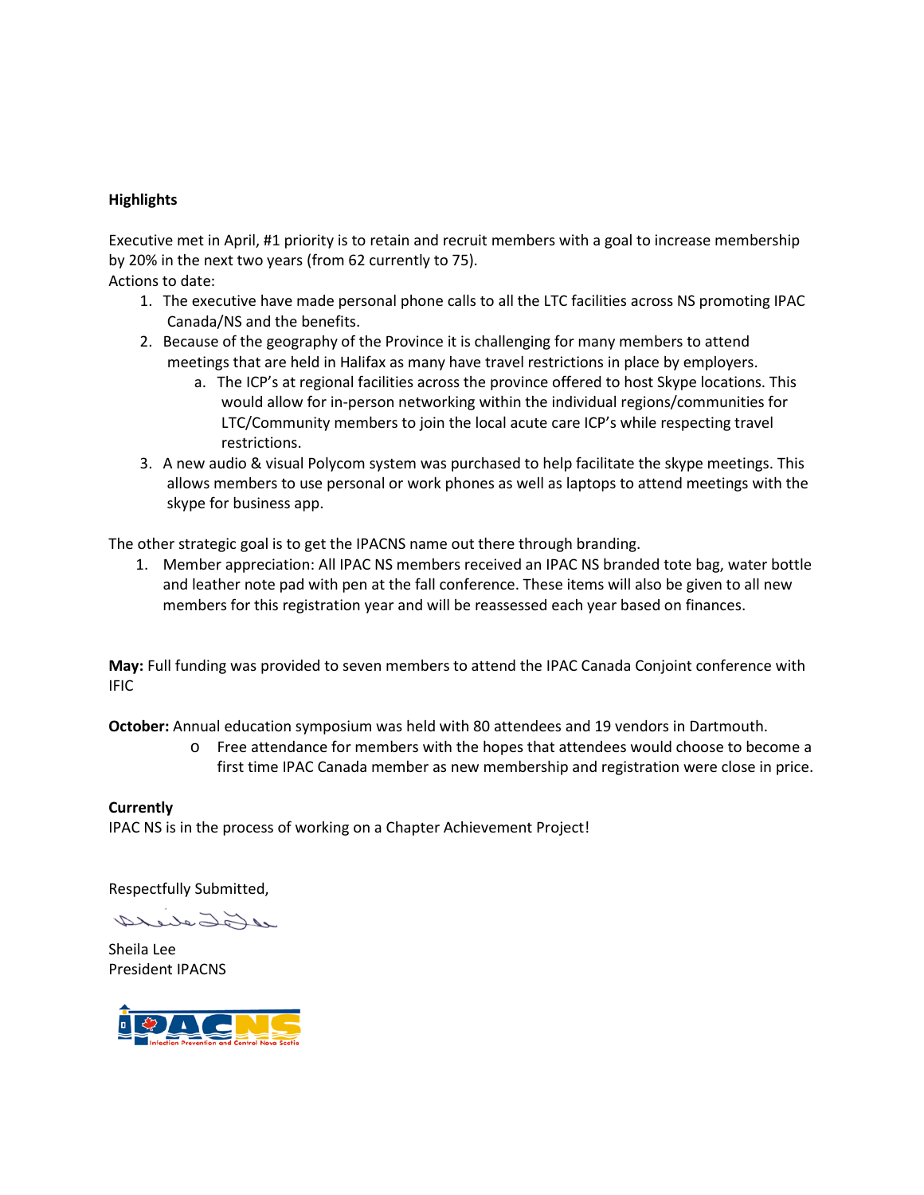**Highlights**

Executive met in April, #1 priority is to retain and recruit members with a goal to increase membership by 20% in the next two years (from 62 currently to 75).

Actions to date:

1. The executive have made personal phone calls to all the LTC facilities across NS promoting IPAC Canada/NS and the benefits.
2. Because of the geography of the Province it is challenging for many members to attend meetings that are held in Halifax as many have travel restrictions in place by employers.
   a. The ICP's at regional facilities across the province offered to host Skype locations. This would allow for in-person networking within the individual regions/communities for LTC/Community members to join the local acute care ICP's while respecting travel restrictions.
3. A new audio & visual Polycom system was purchased to help facilitate the skype meetings. This allows members to use personal or work phones as well as laptops to attend meetings with the skype for business app.

The other strategic goal is to get the IPACNS name out there through branding.

1. Member appreciation: All IPAC NS members received an IPAC NS branded tote bag, water bottle and leather note pad with pen at the fall conference. These items will also be given to all new members for this registration year and will be reassessed each year based on finances.

**May:** Full funding was provided to seven members to attend the IPAC Canada Conjoint conference with IFIC

**October:** Annual education symposium was held with 80 attendees and 19 vendors in Dartmouth.

- Free attendance for members with the hopes that attendees would choose to become a first time IPAC Canada member as new membership and registration were close in price.

**Currently**

IPAC NS is in the process of working on a Chapter Achievement Project!

Respectfully Submitted,

Sheila Lee
President IPACNS

IPACNS Infection Prevention and Control Nova Scotia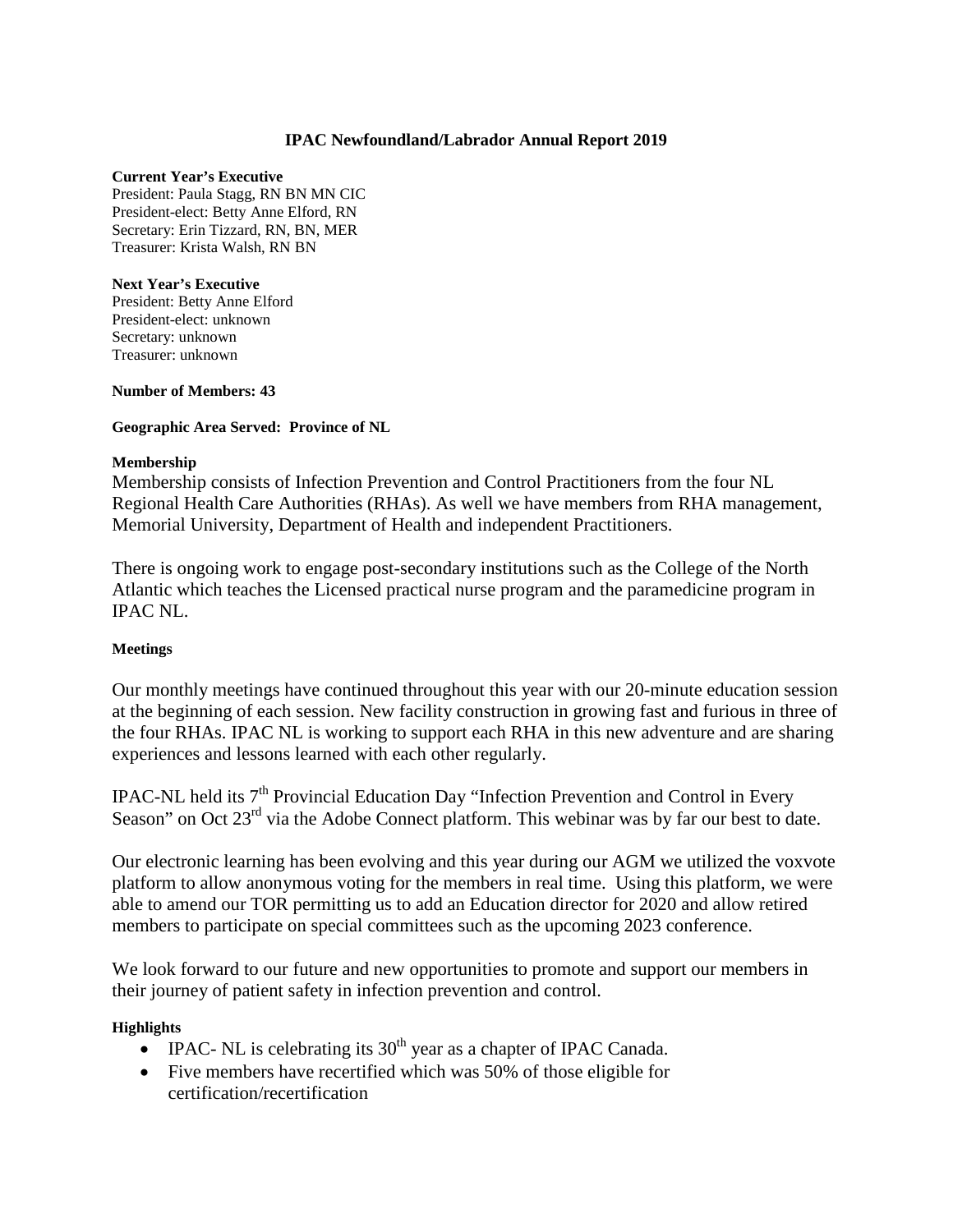# IPAC Newfoundland/Labrador Annual Report 2019

**Current Year's Executive**
President: Paula Stagg, RN BN MN CIC
President-elect: Betty Anne Elford, RN
Secretary: Erin Tizzard, RN, BN, MER
Treasurer: Krista Walsh, RN BN

**Next Year's Executive**
President: Betty Anne Elford
President-elect: unknown
Secretary: unknown
Treasurer: unknown

**Number of Members: 43**

**Geographic Area Served: Province of NL**

**Membership**

Membership consists of Infection Prevention and Control Practitioners from the four NL Regional Health Care Authorities (RHAs). As well we have members from RHA management, Memorial University, Department of Health and independent Practitioners.

There is ongoing work to engage post-secondary institutions such as the College of the North Atlantic which teaches the Licensed practical nurse program and the paramedicine program in IPAC NL.

**Meetings**

Our monthly meetings have continued throughout this year with our 20-minute education session at the beginning of each session. New facility construction in growing fast and furious in three of the four RHAs. IPAC NL is working to support each RHA in this new adventure and are sharing experiences and lessons learned with each other regularly.

IPAC-NL held its 7th Provincial Education Day "Infection Prevention and Control in Every Season" on Oct 23rd via the Adobe Connect platform. This webinar was by far our best to date.

Our electronic learning has been evolving and this year during our AGM we utilized the voxvote platform to allow anonymous voting for the members in real time. Using this platform, we were able to amend our TOR permitting us to add an Education director for 2020 and allow retired members to participate on special committees such as the upcoming 2023 conference.

We look forward to our future and new opportunities to promote and support our members in their journey of patient safety in infection prevention and control.

**Highlights**

- IPAC- NL is celebrating its 30th year as a chapter of IPAC Canada.
- Five members have recertified which was 50% of those eligible for certification/recertification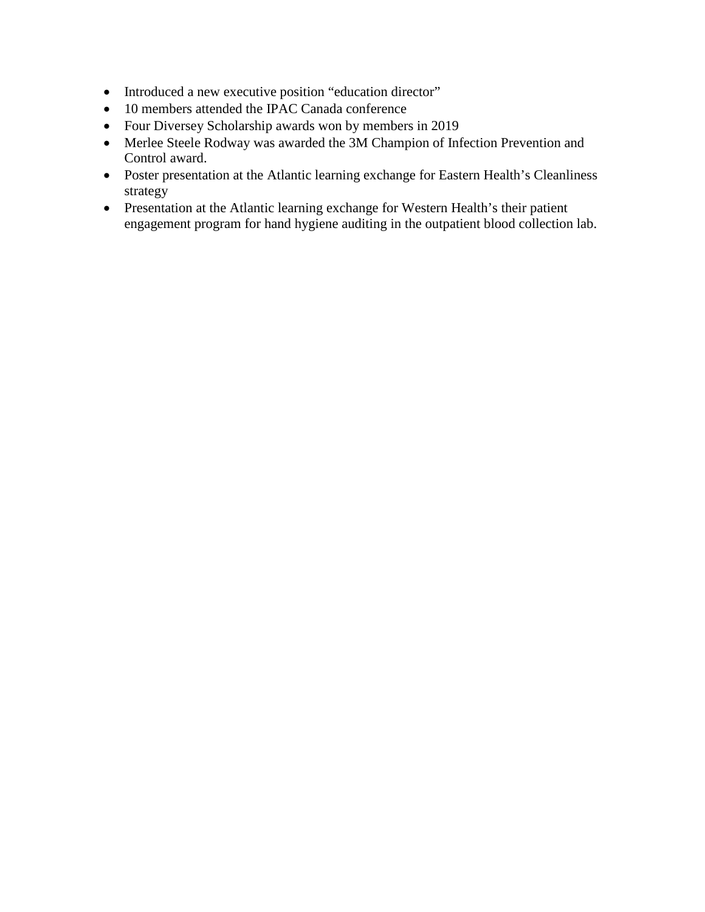- Introduced a new executive position "education director"
- 10 members attended the IPAC Canada conference
- Four Diversey Scholarship awards won by members in 2019
- Merlee Steele Rodway was awarded the 3M Champion of Infection Prevention and Control award.
- Poster presentation at the Atlantic learning exchange for Eastern Health's Cleanliness strategy
- Presentation at the Atlantic learning exchange for Western Health's their patient engagement program for hand hygiene auditing in the outpatient blood collection lab.